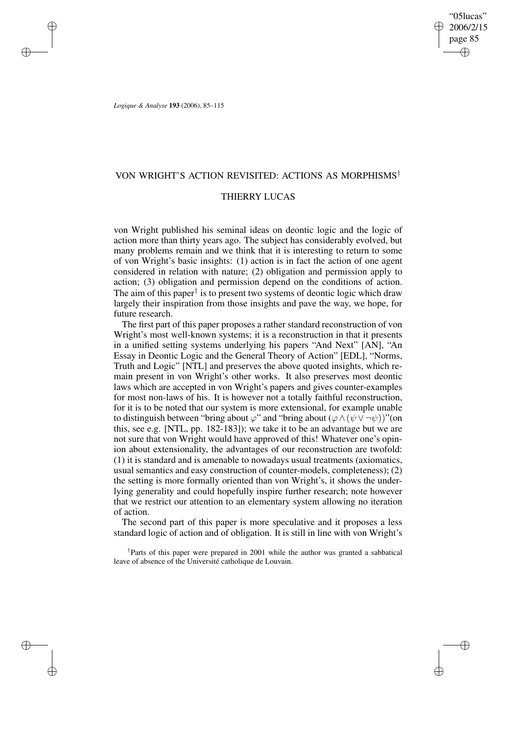# VON WRIGHT'S ACTION REVISITED: ACTIONS AS MORPHISMS†

## THIERRY LUCAS

von Wright published his seminal ideas on deontic logic and the logic of action more than thirty years ago. The subject has considerably evolved, but many problems remain and we think that it is interesting to return to some of von Wright's basic insights: (1) action is in fact the action of one agent considered in relation with nature; (2) obligation and permission apply to action; (3) obligation and permission depend on the conditions of action. The aim of this paper† is to present two systems of deontic logic which draw largely their inspiration from those insights and pave the way, we hope, for future research.

The first part of this paper proposes a rather standard reconstruction of von Wright's most well-known systems; it is a reconstruction in that it presents in a unified setting systems underlying his papers "And Next" [AN], "An Essay in Deontic Logic and the General Theory of Action" [EDL], "Norms, Truth and Logic" [NTL] and preserves the above quoted insights, which remain present in von Wright's other works. It also preserves most deontic laws which are accepted in von Wright's papers and gives counter-examples for most non-laws of his. It is however not a totally faithful reconstruction, for it is to be noted that our system is more extensional, for example unable to distinguish between "bring about $\varphi$" and "bring about $(\varphi \wedge (\psi \vee \neg\psi))$"(on this, see e.g. [NTL, pp. 182-183]); we take it to be an advantage but we are not sure that von Wright would have approved of this! Whatever one's opinion about extensionality, the advantages of our reconstruction are twofold: (1) it is standard and is amenable to nowadays usual treatments (axiomatics, usual semantics and easy construction of counter-models, completeness); (2) the setting is more formally oriented than von Wright's, it shows the underlying generality and could hopefully inspire further research; note however that we restrict our attention to an elementary system allowing no iteration of action.

The second part of this paper is more speculative and it proposes a less standard logic of action and of obligation. It is still in line with von Wright's

†Parts of this paper were prepared in 2001 while the author was granted a sabbatical leave of absence of the Université catholique de Louvain.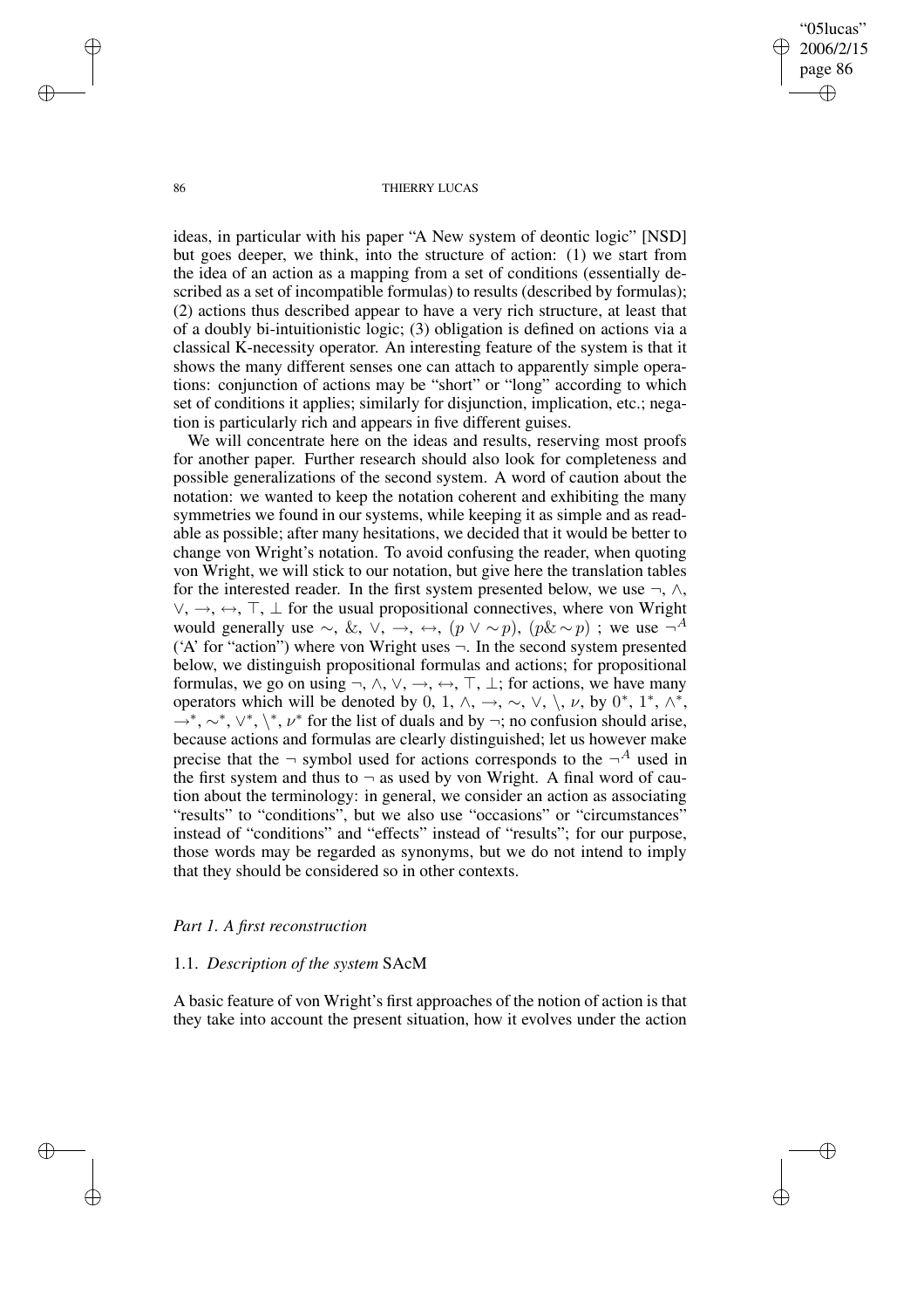ideas, in particular with his paper "A New system of deontic logic" [NSD] but goes deeper, we think, into the structure of action: (1) we start from the idea of an action as a mapping from a set of conditions (essentially described as a set of incompatible formulas) to results (described by formulas); (2) actions thus described appear to have a very rich structure, at least that of a doubly bi-intuitionistic logic; (3) obligation is defined on actions via a classical K-necessity operator. An interesting feature of the system is that it shows the many different senses one can attach to apparently simple operations: conjunction of actions may be "short" or "long" according to which set of conditions it applies; similarly for disjunction, implication, etc.; negation is particularly rich and appears in five different guises.

We will concentrate here on the ideas and results, reserving most proofs for another paper. Further research should also look for completeness and possible generalizations of the second system. A word of caution about the notation: we wanted to keep the notation coherent and exhibiting the many symmetries we found in our systems, while keeping it as simple and as readable as possible; after many hesitations, we decided that it would be better to change von Wright's notation. To avoid confusing the reader, when quoting von Wright, we will stick to our notation, but give here the translation tables for the interested reader. In the first system presented below, we use $\neg$, $\wedge$, $\vee$, $\rightarrow$, $\leftrightarrow$, $\top$, $\bot$ for the usual propositional connectives, where von Wright would generally use $\sim$, $\&$, $\vee$, $\rightarrow$, $\leftrightarrow$, $(p \vee \sim p)$, $(p \& \sim p)$ ; we use $\neg^A$ ('A' for "action") where von Wright uses $\neg$. In the second system presented below, we distinguish propositional formulas and actions; for propositional formulas, we go on using $\neg$, $\wedge$, $\vee$, $\rightarrow$, $\leftrightarrow$, $\top$, $\bot$; for actions, we have many operators which will be denoted by 0, 1, $\wedge$, $\rightarrow$, $\sim$, $\vee$, $\setminus$, $\nu$, by $0^*$, $1^*$, $\wedge^*$, $\rightarrow^*$, $\sim^*$, $\vee^*$, $\setminus^*$, $\nu^*$ for the list of duals and by $\neg$; no confusion should arise, because actions and formulas are clearly distinguished; let us however make precise that the $\neg$ symbol used for actions corresponds to the $\neg^A$ used in the first system and thus to $\neg$ as used by von Wright. A final word of caution about the terminology: in general, we consider an action as associating "results" to "conditions", but we also use "occasions" or "circumstances" instead of "conditions" and "effects" instead of "results"; for our purpose, those words may be regarded as synonyms, but we do not intend to imply that they should be considered so in other contexts.

## *Part 1. A first reconstruction*

### 1.1. *Description of the system* SAcM

A basic feature of von Wright's first approaches of the notion of action is that they take into account the present situation, how it evolves under the action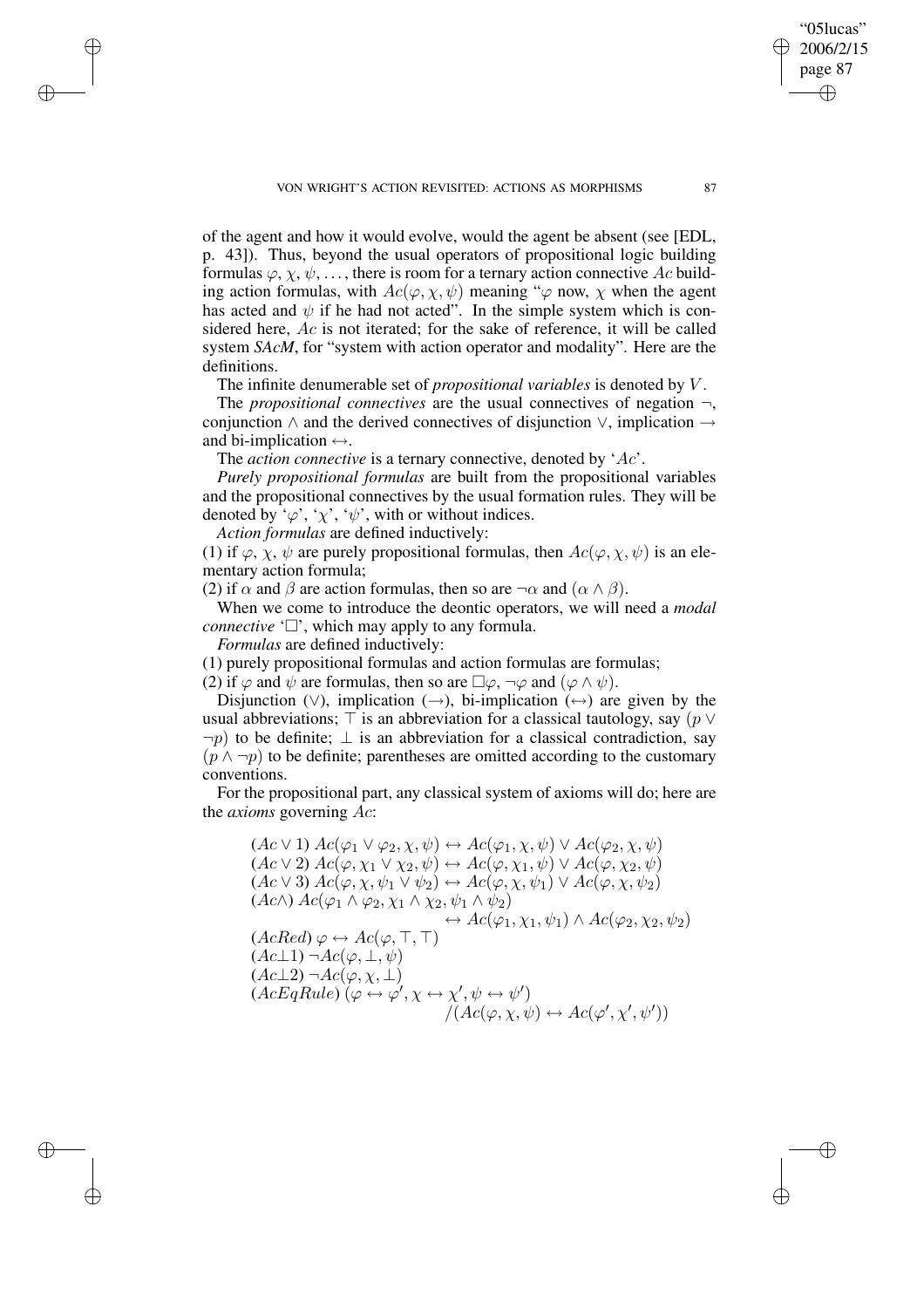of the agent and how it would evolve, would the agent be absent (see [EDL, p. 43]). Thus, beyond the usual operators of propositional logic building formulas $\varphi, \chi, \psi, \ldots$, there is room for a ternary action connective $Ac$ building action formulas, with $Ac(\varphi, \chi, \psi)$ meaning "$\varphi$ now, $\chi$ when the agent has acted and $\psi$ if he had not acted". In the simple system which is considered here, $Ac$ is not iterated; for the sake of reference, it will be called system *SAcM*, for "system with action operator and modality". Here are the definitions.

The infinite denumerable set of *propositional variables* is denoted by $V$.

The *propositional connectives* are the usual connectives of negation $\neg$, conjunction $\wedge$ and the derived connectives of disjunction $\vee$, implication $\rightarrow$ and bi-implication $\leftrightarrow$.

The *action connective* is a ternary connective, denoted by '$Ac$'.

*Purely propositional formulas* are built from the propositional variables and the propositional connectives by the usual formation rules. They will be denoted by '$\varphi$', '$\chi$', '$\psi$', with or without indices.

*Action formulas* are defined inductively:

(1) if $\varphi$, $\chi$, $\psi$ are purely propositional formulas, then $Ac(\varphi, \chi, \psi)$ is an elementary action formula;

(2) if $\alpha$ and $\beta$ are action formulas, then so are $\neg\alpha$ and $(\alpha \wedge \beta)$.

When we come to introduce the deontic operators, we will need a *modal connective* '$\Box$', which may apply to any formula.

*Formulas* are defined inductively:

(1) purely propositional formulas and action formulas are formulas;

(2) if $\varphi$ and $\psi$ are formulas, then so are $\Box\varphi$, $\neg\varphi$ and $(\varphi \wedge \psi)$.

Disjunction ($\vee$), implication ($\rightarrow$), bi-implication ($\leftrightarrow$) are given by the usual abbreviations; $\top$ is an abbreviation for a classical tautology, say $(p \vee \neg p)$ to be definite; $\bot$ is an abbreviation for a classical contradiction, say $(p \wedge \neg p)$ to be definite; parentheses are omitted according to the customary conventions.

For the propositional part, any classical system of axioms will do; here are the *axioms* governing $Ac$:

$$(Ac \vee 1)\ Ac(\varphi_1 \vee \varphi_2, \chi, \psi) \leftrightarrow Ac(\varphi_1, \chi, \psi) \vee Ac(\varphi_2, \chi, \psi)$$

$$(Ac \vee 2)\ Ac(\varphi, \chi_1 \vee \chi_2, \psi) \leftrightarrow Ac(\varphi, \chi_1, \psi) \vee Ac(\varphi, \chi_2, \psi)$$

$$(Ac \vee 3)\ Ac(\varphi, \chi, \psi_1 \vee \psi_2) \leftrightarrow Ac(\varphi, \chi, \psi_1) \vee Ac(\varphi, \chi, \psi_2)$$

$$(Ac\wedge)\ Ac(\varphi_1 \wedge \varphi_2, \chi_1 \wedge \chi_2, \psi_1 \wedge \psi_2) \leftrightarrow Ac(\varphi_1, \chi_1, \psi_1) \wedge Ac(\varphi_2, \chi_2, \psi_2)$$

$$(AcRed)\ \varphi \leftrightarrow Ac(\varphi, \top, \top)$$

$$(Ac\bot 1)\ \neg Ac(\varphi, \bot, \psi)$$

$$(Ac\bot 2)\ \neg Ac(\varphi, \chi, \bot)$$

$$(AcEqRule)\ (\varphi \leftrightarrow \varphi', \chi \leftrightarrow \chi', \psi \leftrightarrow \psi') / (Ac(\varphi, \chi, \psi) \leftrightarrow Ac(\varphi', \chi', \psi'))$$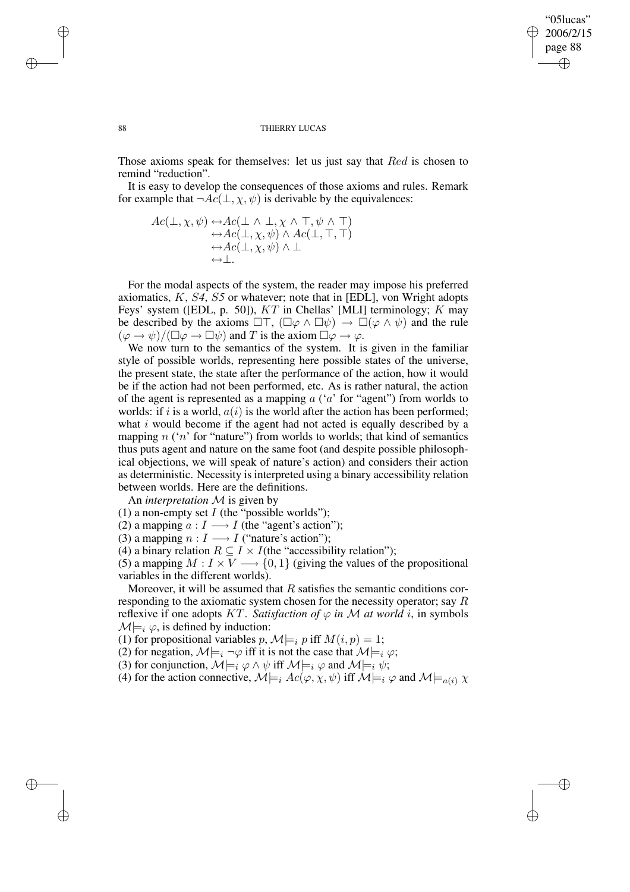Those axioms speak for themselves: let us just say that $Red$ is chosen to remind "reduction".

It is easy to develop the consequences of those axioms and rules. Remark for example that $\neg Ac(\bot, \chi, \psi)$ is derivable by the equivalences:

$$\begin{aligned} Ac(\bot, \chi, \psi) &\leftrightarrow Ac(\bot \wedge \bot, \chi \wedge \top, \psi \wedge \top) \\ &\leftrightarrow Ac(\bot, \chi, \psi) \wedge Ac(\bot, \top, \top) \\ &\leftrightarrow Ac(\bot, \chi, \psi) \wedge \bot \\ &\leftrightarrow \bot. \end{aligned}$$

For the modal aspects of the system, the reader may impose his preferred axiomatics, $K$, $S4$, $S5$ or whatever; note that in [EDL], von Wright adopts Feys' system ([EDL, p. 50]), $KT$ in Chellas' [MLI] terminology; $K$ may be described by the axioms $\Box\top$, $(\Box\varphi \wedge \Box\psi) \rightarrow \Box(\varphi \wedge \psi)$ and the rule $(\varphi \rightarrow \psi)/(\Box\varphi \rightarrow \Box\psi)$ and $T$ is the axiom $\Box\varphi \rightarrow \varphi$.

We now turn to the semantics of the system. It is given in the familiar style of possible worlds, representing here possible states of the universe, the present state, the state after the performance of the action, how it would be if the action had not been performed, etc. As is rather natural, the action of the agent is represented as a mapping $a$ ('$a$' for "agent") from worlds to worlds: if $i$ is a world, $a(i)$ is the world after the action has been performed; what $i$ would become if the agent had not acted is equally described by a mapping $n$ ('$n$' for "nature") from worlds to worlds; that kind of semantics thus puts agent and nature on the same foot (and despite possible philosophical objections, we will speak of nature's action) and considers their action as deterministic. Necessity is interpreted using a binary accessibility relation between worlds. Here are the definitions.

An *interpretation* $\mathcal{M}$ is given by

(1) a non-empty set $I$ (the "possible worlds");

(2) a mapping $a : I \longrightarrow I$ (the "agent's action");

(3) a mapping $n : I \longrightarrow I$ ("nature's action");

(4) a binary relation $R \subseteq I \times I$(the "accessibility relation");

(5) a mapping $M : I \times V \longrightarrow \{0, 1\}$ (giving the values of the propositional variables in the different worlds).

Moreover, it will be assumed that $R$ satisfies the semantic conditions corresponding to the axiomatic system chosen for the necessity operator; say $R$ reflexive if one adopts $KT$. *Satisfaction of* $\varphi$ *in* $\mathcal{M}$ *at world* $i$, in symbols $\mathcal{M}\models_i \varphi$, is defined by induction:

(1) for propositional variables $p$, $\mathcal{M}\models_i p$ iff $M(i, p) = 1$;

(2) for negation, $\mathcal{M}\models_i \neg\varphi$ iff it is not the case that $\mathcal{M}\models_i \varphi$;

(3) for conjunction, $\mathcal{M}\models_i \varphi \wedge \psi$ iff $\mathcal{M}\models_i \varphi$ and $\mathcal{M}\models_i \psi$;

(4) for the action connective, $\mathcal{M}\models_i Ac(\varphi, \chi, \psi)$ iff $\mathcal{M}\models_i \varphi$ and $\mathcal{M}\models_{a(i)} \chi$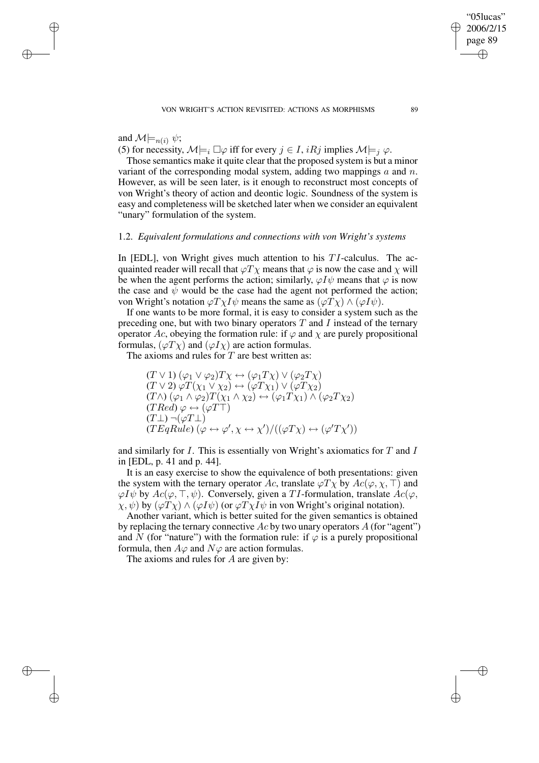and $\mathcal{M} \models_{n(i)} \psi$;

(5) for necessity, $\mathcal{M} \models_i \Box\varphi$ iff for every $j \in I$, $iRj$ implies $\mathcal{M} \models_j \varphi$.

Those semantics make it quite clear that the proposed system is but a minor variant of the corresponding modal system, adding two mappings $a$ and $n$. However, as will be seen later, is it enough to reconstruct most concepts of von Wright's theory of action and deontic logic. Soundness of the system is easy and completeness will be sketched later when we consider an equivalent "unary" formulation of the system.

### 1.2. *Equivalent formulations and connections with von Wright's systems*

In [EDL], von Wright gives much attention to his $TI$-calculus. The acquainted reader will recall that $\varphi T \chi$ means that $\varphi$ is now the case and $\chi$ will be when the agent performs the action; similarly, $\varphi I \psi$ means that $\varphi$ is now the case and $\psi$ would be the case had the agent not performed the action; von Wright's notation $\varphi T \chi I \psi$ means the same as $(\varphi T \chi) \wedge (\varphi I \psi)$.

If one wants to be more formal, it is easy to consider a system such as the preceding one, but with two binary operators $T$ and $I$ instead of the ternary operator $Ac$, obeying the formation rule: if $\varphi$ and $\chi$ are purely propositional formulas, $(\varphi T \chi)$ and $(\varphi I \chi)$ are action formulas.

The axioms and rules for $T$ are best written as:

$(T \vee 1)$ $(\varphi_1 \vee \varphi_2) T \chi \leftrightarrow (\varphi_1 T \chi) \vee (\varphi_2 T \chi)$
$(T \vee 2)$ $\varphi T (\chi_1 \vee \chi_2) \leftrightarrow (\varphi T \chi_1) \vee (\varphi T \chi_2)$
$(T \wedge)$ $(\varphi_1 \wedge \varphi_2) T (\chi_1 \wedge \chi_2) \leftrightarrow (\varphi_1 T \chi_1) \wedge (\varphi_2 T \chi_2)$
$(TRed)$ $\varphi \leftrightarrow (\varphi T \top)$
$(T\bot)$ $\neg(\varphi T \bot)$
$(TEqRule)$ $(\varphi \leftrightarrow \varphi', \chi \leftrightarrow \chi') / ((\varphi T \chi) \leftrightarrow (\varphi' T \chi'))$

and similarly for $I$. This is essentially von Wright's axiomatics for $T$ and $I$ in [EDL, p. 41 and p. 44].

It is an easy exercise to show the equivalence of both presentations: given the system with the ternary operator $Ac$, translate $\varphi T \chi$ by $Ac(\varphi, \chi, \top)$ and $\varphi I \psi$ by $Ac(\varphi, \top, \psi)$. Conversely, given a $TI$-formulation, translate $Ac(\varphi, \chi, \psi)$ by $(\varphi T \chi) \wedge (\varphi I \psi)$ (or $\varphi T \chi I \psi$ in von Wright's original notation).

Another variant, which is better suited for the given semantics is obtained by replacing the ternary connective $Ac$ by two unary operators $A$ (for "agent") and $N$ (for "nature") with the formation rule: if $\varphi$ is a purely propositional formula, then $A\varphi$ and $N\varphi$ are action formulas.

The axioms and rules for $A$ are given by: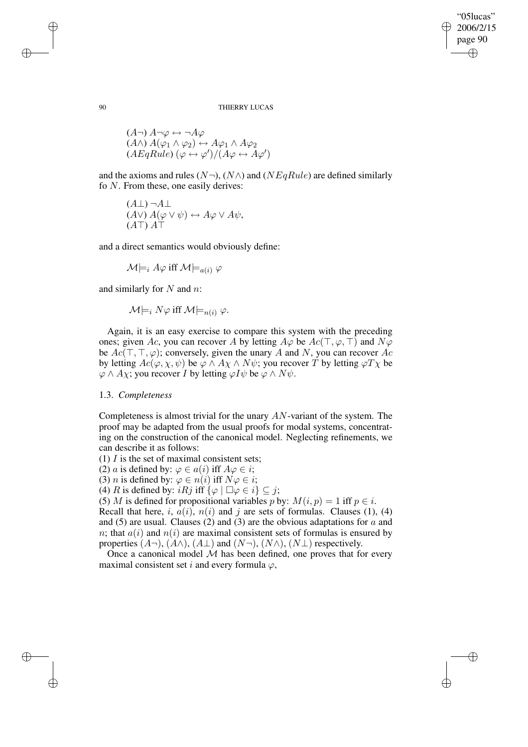$(A\neg)$ $A\neg\varphi \leftrightarrow \neg A\varphi$
$(A\wedge)$ $A(\varphi_1 \wedge \varphi_2) \leftrightarrow A\varphi_1 \wedge A\varphi_2$
$(AEqRule)$ $(\varphi \leftrightarrow \varphi')/(A\varphi \leftrightarrow A\varphi')$

and the axioms and rules $(N\neg)$, $(N\wedge)$ and $(NEqRule)$ are defined similarly fo $N$. From these, one easily derives:

$(A\bot)$ $\neg A\bot$
$(A\vee)$ $A(\varphi \vee \psi) \leftrightarrow A\varphi \vee A\psi$,
$(A\top)$ $A\top$

and a direct semantics would obviously define:

$$\mathcal{M}\models_i A\varphi \text{ iff } \mathcal{M}\models_{a(i)} \varphi$$

and similarly for $N$ and $n$:

$$\mathcal{M}\models_i N\varphi \text{ iff } \mathcal{M}\models_{n(i)} \varphi.$$

Again, it is an easy exercise to compare this system with the preceding ones; given $Ac$, you can recover $A$ by letting $A\varphi$ be $Ac(\top, \varphi, \top)$ and $N\varphi$ be $Ac(\top, \top, \varphi)$; conversely, given the unary $A$ and $N$, you can recover $Ac$ by letting $Ac(\varphi, \chi, \psi)$ be $\varphi \wedge A\chi \wedge N\psi$; you recover $T$ by letting $\varphi T \chi$ be $\varphi \wedge A\chi$; you recover $I$ by letting $\varphi I \psi$ be $\varphi \wedge N\psi$.

## 1.3. *Completeness*

Completeness is almost trivial for the unary $AN$-variant of the system. The proof may be adapted from the usual proofs for modal systems, concentrating on the construction of the canonical model. Neglecting refinements, we can describe it as follows:

(1) $I$ is the set of maximal consistent sets;
(2) $a$ is defined by: $\varphi \in a(i)$ iff $A\varphi \in i$;
(3) $n$ is defined by: $\varphi \in n(i)$ iff $N\varphi \in i$;
(4) $R$ is defined by: $iRj$ iff $\{\varphi \mid \Box\varphi \in i\} \subseteq j$;
(5) $M$ is defined for propositional variables $p$ by: $M(i, p) = 1$ iff $p \in i$.

Recall that here, $i$, $a(i)$, $n(i)$ and $j$ are sets of formulas. Clauses (1), (4) and (5) are usual. Clauses (2) and (3) are the obvious adaptations for $a$ and $n$; that $a(i)$ and $n(i)$ are maximal consistent sets of formulas is ensured by properties $(A\neg)$, $(A\wedge)$, $(A\bot)$ and $(N\neg)$, $(N\wedge)$, $(N\bot)$ respectively.

Once a canonical model $\mathcal{M}$ has been defined, one proves that for every maximal consistent set $i$ and every formula $\varphi$,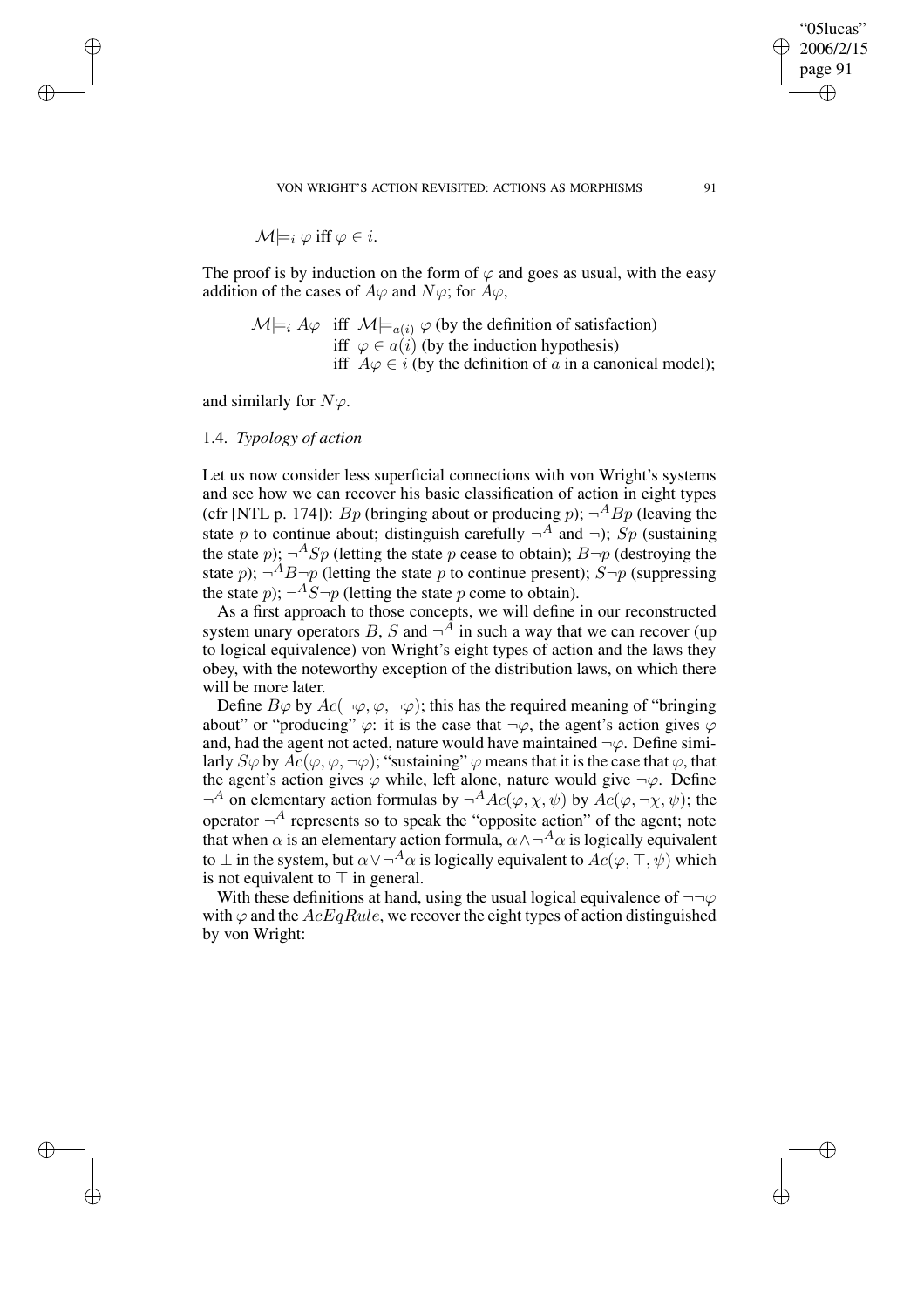$$\mathcal{M} \models_i \varphi \text{ iff } \varphi \in i.$$

The proof is by induction on the form of $\varphi$ and goes as usual, with the easy addition of the cases of $A\varphi$ and $N\varphi$; for $A\varphi$,

$$\begin{aligned} \mathcal{M} \models_i A\varphi \quad & \text{iff } \mathcal{M} \models_{a(i)} \varphi \text{ (by the definition of satisfaction)} \\ & \text{iff } \varphi \in a(i) \text{ (by the induction hypothesis)} \\ & \text{iff } A\varphi \in i \text{ (by the definition of } a \text{ in a canonical model);} \end{aligned}$$

and similarly for $N\varphi$.

### 1.4. *Typology of action*

Let us now consider less superficial connections with von Wright's systems and see how we can recover his basic classification of action in eight types (cfr [NTL p. 174]): $Bp$ (bringing about or producing $p$); $\neg^A Bp$ (leaving the state $p$ to continue about; distinguish carefully $\neg^A$ and $\neg$); $Sp$ (sustaining the state $p$); $\neg^A Sp$ (letting the state $p$ cease to obtain); $B\neg p$ (destroying the state $p$); $\neg^A B\neg p$ (letting the state $p$ to continue present); $S\neg p$ (suppressing the state $p$); $\neg^A S\neg p$ (letting the state $p$ come to obtain).

As a first approach to those concepts, we will define in our reconstructed system unary operators $B$, $S$ and $\neg^A$ in such a way that we can recover (up to logical equivalence) von Wright's eight types of action and the laws they obey, with the noteworthy exception of the distribution laws, on which there will be more later.

Define $B\varphi$ by $Ac(\neg\varphi, \varphi, \neg\varphi)$; this has the required meaning of "bringing about" or "producing" $\varphi$: it is the case that $\neg\varphi$, the agent's action gives $\varphi$ and, had the agent not acted, nature would have maintained $\neg\varphi$. Define similarly $S\varphi$ by $Ac(\varphi, \varphi, \neg\varphi)$; "sustaining" $\varphi$ means that it is the case that $\varphi$, that the agent's action gives $\varphi$ while, left alone, nature would give $\neg\varphi$. Define $\neg^A$ on elementary action formulas by $\neg^A Ac(\varphi, \chi, \psi)$ by $Ac(\varphi, \neg\chi, \psi)$; the operator $\neg^A$ represents so to speak the "opposite action" of the agent; note that when $\alpha$ is an elementary action formula, $\alpha \wedge \neg^A \alpha$ is logically equivalent to $\perp$ in the system, but $\alpha \vee \neg^A \alpha$ is logically equivalent to $Ac(\varphi, \top, \psi)$ which is not equivalent to $\top$ in general.

With these definitions at hand, using the usual logical equivalence of $\neg\neg\varphi$ with $\varphi$ and the $AcEqRule$, we recover the eight types of action distinguished by von Wright: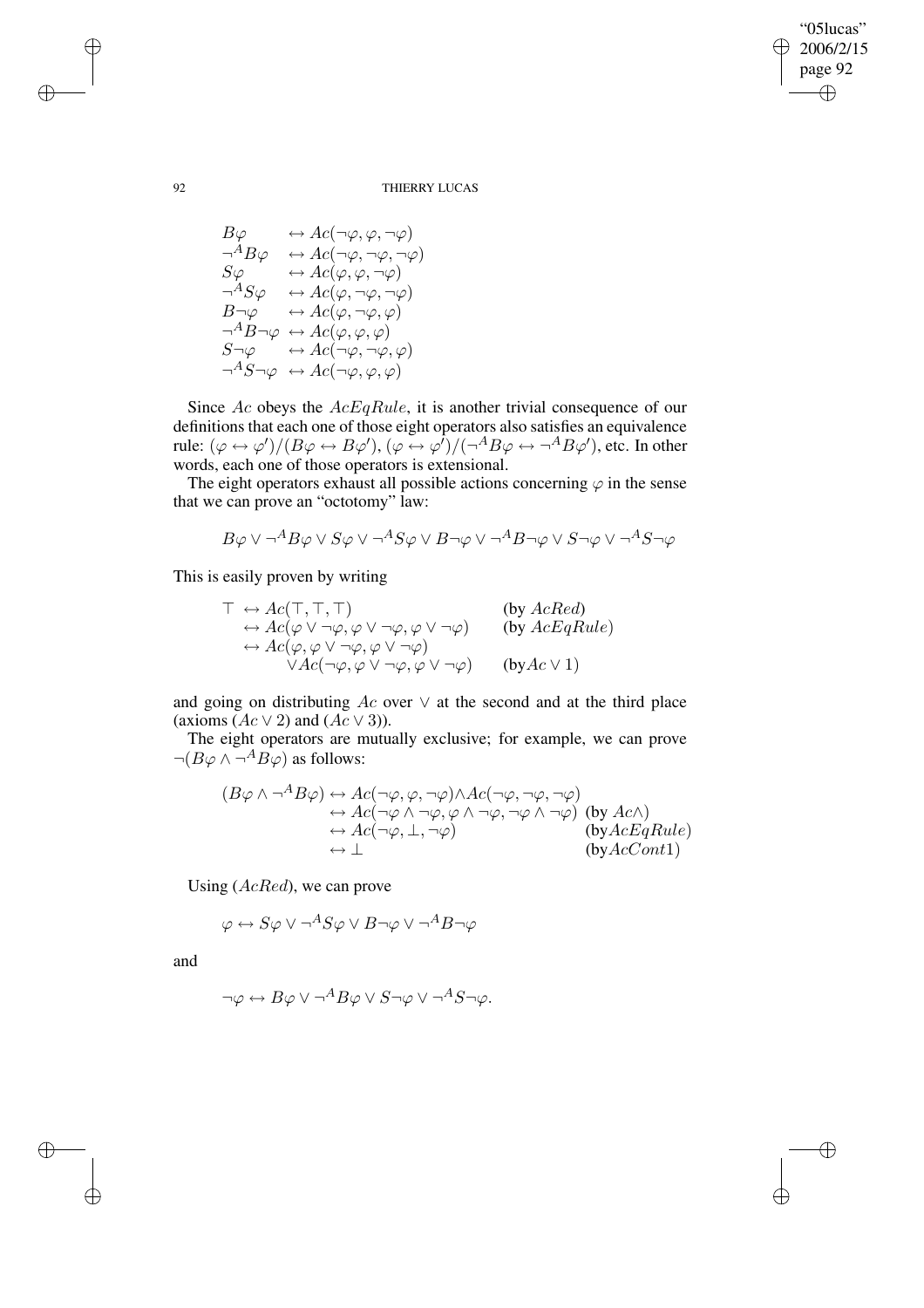$$
\begin{array}{ll}
B\varphi & \leftrightarrow Ac(\neg\varphi, \varphi, \neg\varphi) \\
\neg^A B\varphi & \leftrightarrow Ac(\neg\varphi, \neg\varphi, \neg\varphi) \\
S\varphi & \leftrightarrow Ac(\varphi, \varphi, \neg\varphi) \\
\neg^A S\varphi & \leftrightarrow Ac(\varphi, \neg\varphi, \neg\varphi) \\
B\neg\varphi & \leftrightarrow Ac(\varphi, \neg\varphi, \varphi) \\
\neg^A B\neg\varphi & \leftrightarrow Ac(\varphi, \varphi, \varphi) \\
S\neg\varphi & \leftrightarrow Ac(\neg\varphi, \neg\varphi, \varphi) \\
\neg^A S\neg\varphi & \leftrightarrow Ac(\neg\varphi, \varphi, \varphi)
\end{array}
$$

Since $Ac$ obeys the $AcEqRule$, it is another trivial consequence of our definitions that each one of those eight operators also satisfies an equivalence rule: $(\varphi \leftrightarrow \varphi')/(B\varphi \leftrightarrow B\varphi')$, $(\varphi \leftrightarrow \varphi')/(\neg^A B\varphi \leftrightarrow \neg^A B\varphi')$, etc. In other words, each one of those operators is extensional.

The eight operators exhaust all possible actions concerning $\varphi$ in the sense that we can prove an "octotomy" law:

$$
B\varphi \vee \neg^A B\varphi \vee S\varphi \vee \neg^A S\varphi \vee B\neg\varphi \vee \neg^A B\neg\varphi \vee S\neg\varphi \vee \neg^A S\neg\varphi
$$

This is easily proven by writing

$$
\begin{array}{lll}
\top & \leftrightarrow Ac(\top, \top, \top) & \text{(by } AcRed\text{)} \\
 & \leftrightarrow Ac(\varphi \vee \neg\varphi, \varphi \vee \neg\varphi, \varphi \vee \neg\varphi) & \text{(by } AcEqRule\text{)} \\
 & \leftrightarrow Ac(\varphi, \varphi \vee \neg\varphi, \varphi \vee \neg\varphi) & \\
 & \qquad \vee Ac(\neg\varphi, \varphi \vee \neg\varphi, \varphi \vee \neg\varphi) & \text{(by} Ac \vee 1\text{)}
\end{array}
$$

and going on distributing $Ac$ over $\vee$ at the second and at the third place (axioms ($Ac \vee 2$) and ($Ac \vee 3$)).

The eight operators are mutually exclusive; for example, we can prove $\neg(B\varphi \wedge \neg^A B\varphi)$ as follows:

$$
\begin{array}{lll}
(B\varphi \wedge \neg^A B\varphi) & \leftrightarrow Ac(\neg\varphi, \varphi, \neg\varphi) \wedge Ac(\neg\varphi, \neg\varphi, \neg\varphi) & \\
 & \leftrightarrow Ac(\neg\varphi \wedge \neg\varphi, \varphi \wedge \neg\varphi, \neg\varphi \wedge \neg\varphi) & \text{(by } Ac\wedge\text{)} \\
 & \leftrightarrow Ac(\neg\varphi, \bot, \neg\varphi) & \text{(by} AcEqRule\text{)} \\
 & \leftrightarrow \bot & \text{(by} AcCont1\text{)}
\end{array}
$$

Using ($AcRed$), we can prove

$$
\varphi \leftrightarrow S\varphi \vee \neg^A S\varphi \vee B\neg\varphi \vee \neg^A B\neg\varphi
$$

and

$$
\neg\varphi \leftrightarrow B\varphi \vee \neg^A B\varphi \vee S\neg\varphi \vee \neg^A S\neg\varphi.
$$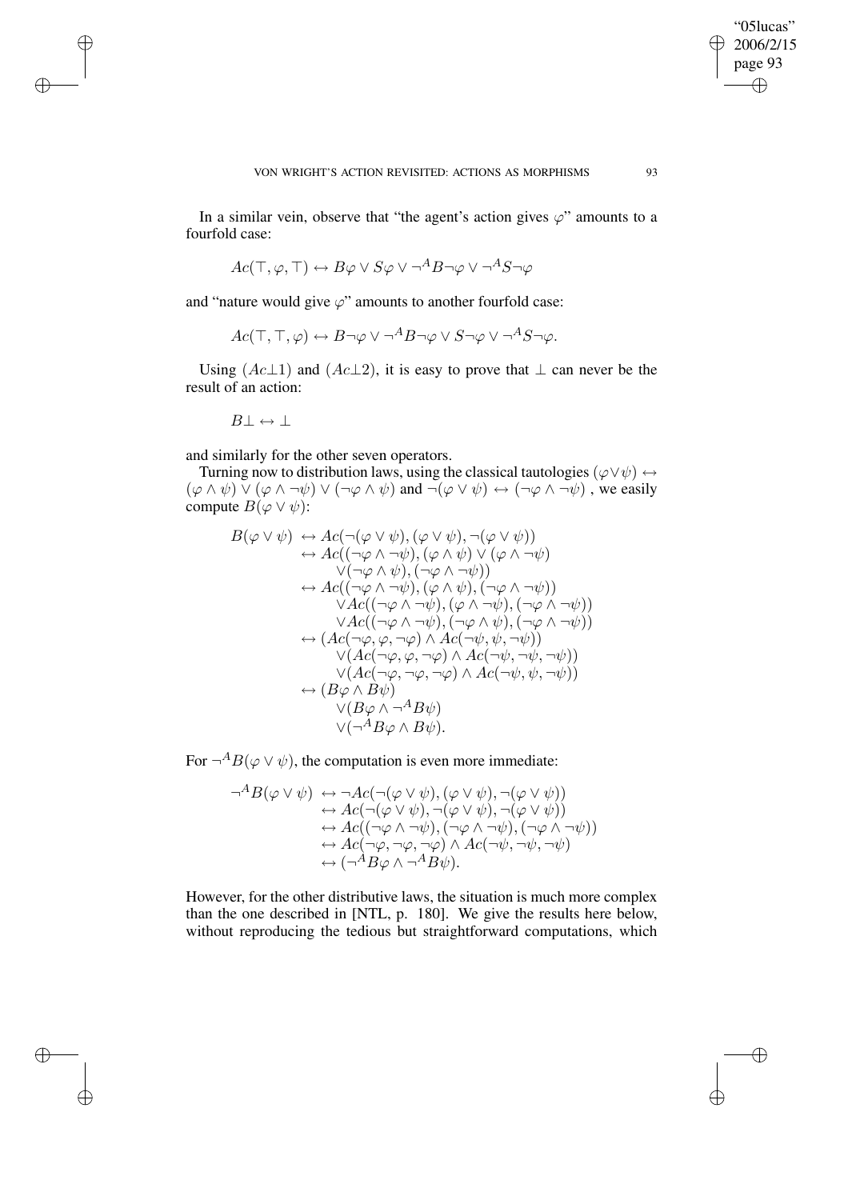In a similar vein, observe that "the agent's action gives $\varphi$" amounts to a fourfold case:

$$Ac(\top, \varphi, \top) \leftrightarrow B\varphi \vee S\varphi \vee \neg^A B\neg\varphi \vee \neg^A S\neg\varphi$$

and "nature would give $\varphi$" amounts to another fourfold case:

$$Ac(\top, \top, \varphi) \leftrightarrow B\neg\varphi \vee \neg^A B\neg\varphi \vee S\neg\varphi \vee \neg^A S\neg\varphi.$$

Using $(Ac\bot 1)$ and $(Ac\bot 2)$, it is easy to prove that $\bot$ can never be the result of an action:

$$B\bot \leftrightarrow \bot$$

and similarly for the other seven operators.

Turning now to distribution laws, using the classical tautologies $(\varphi \vee \psi) \leftrightarrow (\varphi \wedge \psi) \vee (\varphi \wedge \neg\psi) \vee (\neg\varphi \wedge \psi)$ and $\neg(\varphi \vee \psi) \leftrightarrow (\neg\varphi \wedge \neg\psi)$ , we easily compute $B(\varphi \vee \psi)$:

$$\begin{aligned}
B(\varphi \vee \psi) &\leftrightarrow Ac(\neg(\varphi \vee \psi), (\varphi \vee \psi), \neg(\varphi \vee \psi)) \\
&\leftrightarrow Ac((\neg\varphi \wedge \neg\psi), (\varphi \wedge \psi) \vee (\varphi \wedge \neg\psi) \\
&\qquad \vee(\neg\varphi \wedge \psi), (\neg\varphi \wedge \neg\psi)) \\
&\leftrightarrow Ac((\neg\varphi \wedge \neg\psi), (\varphi \wedge \psi), (\neg\varphi \wedge \neg\psi)) \\
&\qquad \vee Ac((\neg\varphi \wedge \neg\psi), (\varphi \wedge \neg\psi), (\neg\varphi \wedge \neg\psi)) \\
&\qquad \vee Ac((\neg\varphi \wedge \neg\psi), (\neg\varphi \wedge \psi), (\neg\varphi \wedge \neg\psi)) \\
&\leftrightarrow (Ac(\neg\varphi, \varphi, \neg\varphi) \wedge Ac(\neg\psi, \psi, \neg\psi)) \\
&\qquad \vee(Ac(\neg\varphi, \varphi, \neg\varphi) \wedge Ac(\neg\psi, \neg\psi, \neg\psi)) \\
&\qquad \vee(Ac(\neg\varphi, \neg\varphi, \neg\varphi) \wedge Ac(\neg\psi, \psi, \neg\psi)) \\
&\leftrightarrow (B\varphi \wedge B\psi) \\
&\qquad \vee(B\varphi \wedge \neg^A B\psi) \\
&\qquad \vee(\neg^A B\varphi \wedge B\psi).
\end{aligned}$$

For $\neg^A B(\varphi \vee \psi)$, the computation is even more immediate:

$$\begin{aligned}
\neg^A B(\varphi \vee \psi) &\leftrightarrow \neg Ac(\neg(\varphi \vee \psi), (\varphi \vee \psi), \neg(\varphi \vee \psi)) \\
&\leftrightarrow Ac(\neg(\varphi \vee \psi), \neg(\varphi \vee \psi), \neg(\varphi \vee \psi)) \\
&\leftrightarrow Ac((\neg\varphi \wedge \neg\psi), (\neg\varphi \wedge \neg\psi), (\neg\varphi \wedge \neg\psi)) \\
&\leftrightarrow Ac(\neg\varphi, \neg\varphi, \neg\varphi) \wedge Ac(\neg\psi, \neg\psi, \neg\psi) \\
&\leftrightarrow (\neg^A B\varphi \wedge \neg^A B\psi).
\end{aligned}$$

However, for the other distributive laws, the situation is much more complex than the one described in [NTL, p. 180]. We give the results here below, without reproducing the tedious but straightforward computations, which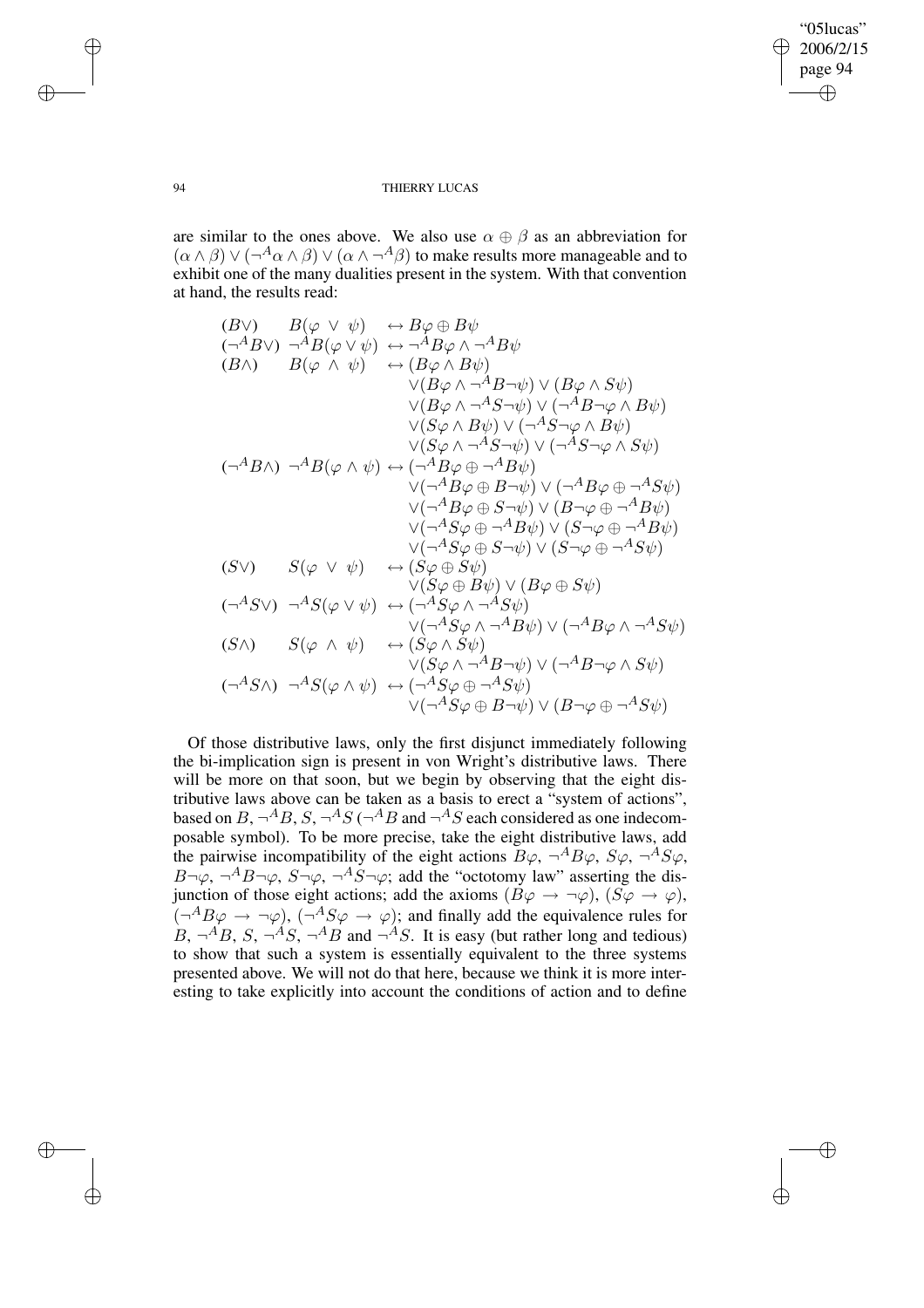are similar to the ones above. We also use $\alpha \oplus \beta$ as an abbreviation for $(\alpha \wedge \beta) \vee (\neg^A \alpha \wedge \beta) \vee (\alpha \wedge \neg^A \beta)$ to make results more manageable and to exhibit one of the many dualities present in the system. With that convention at hand, the results read:

$$
\begin{array}{lll}
(B\vee) & B(\varphi \vee \psi) & \leftrightarrow B\varphi \oplus B\psi \\
(\neg^A B\vee) & \neg^A B(\varphi \vee \psi) & \leftrightarrow \neg^A B\varphi \wedge \neg^A B\psi \\
(B\wedge) & B(\varphi \wedge \psi) & \leftrightarrow (B\varphi \wedge B\psi) \\
& & \quad \vee (B\varphi \wedge \neg^A B\neg\psi) \vee (B\varphi \wedge S\psi) \\
& & \quad \vee (B\varphi \wedge \neg^A S\neg\psi) \vee (\neg^A B\neg\varphi \wedge B\psi) \\
& & \quad \vee (S\varphi \wedge B\psi) \vee (\neg^A S\neg\varphi \wedge B\psi) \\
& & \quad \vee (S\varphi \wedge \neg^A S\neg\psi) \vee (\neg^A S\neg\varphi \wedge S\psi) \\
(\neg^A B\wedge) & \neg^A B(\varphi \wedge \psi) & \leftrightarrow (\neg^A B\varphi \oplus \neg^A B\psi) \\
& & \quad \vee (\neg^A B\varphi \oplus B\neg\psi) \vee (\neg^A B\varphi \oplus \neg^A S\psi) \\
& & \quad \vee (\neg^A B\varphi \oplus S\neg\psi) \vee (B\neg\varphi \oplus \neg^A B\psi) \\
& & \quad \vee (\neg^A S\varphi \oplus \neg^A B\psi) \vee (S\neg\varphi \oplus \neg^A B\psi) \\
& & \quad \vee (\neg^A S\varphi \oplus S\neg\psi) \vee (S\neg\varphi \oplus \neg^A S\psi) \\
(S\vee) & S(\varphi \vee \psi) & \leftrightarrow (S\varphi \oplus S\psi) \\
& & \quad \vee (S\varphi \oplus B\psi) \vee (B\varphi \oplus S\psi) \\
(\neg^A S\vee) & \neg^A S(\varphi \vee \psi) & \leftrightarrow (\neg^A S\varphi \wedge \neg^A S\psi) \\
& & \quad \vee (\neg^A S\varphi \wedge \neg^A B\psi) \vee (\neg^A B\varphi \wedge \neg^A S\psi) \\
(S\wedge) & S(\varphi \wedge \psi) & \leftrightarrow (S\varphi \wedge S\psi) \\
& & \quad \vee (S\varphi \wedge \neg^A B\neg\psi) \vee (\neg^A B\neg\varphi \wedge S\psi) \\
(\neg^A S\wedge) & \neg^A S(\varphi \wedge \psi) & \leftrightarrow (\neg^A S\varphi \oplus \neg^A S\psi) \\
& & \quad \vee (\neg^A S\varphi \oplus B\neg\psi) \vee (B\neg\varphi \oplus \neg^A S\psi)
\end{array}
$$

Of those distributive laws, only the first disjunct immediately following the bi-implication sign is present in von Wright's distributive laws. There will be more on that soon, but we begin by observing that the eight distributive laws above can be taken as a basis to erect a "system of actions", based on $B$, $\neg^A B$, $S$, $\neg^A S$ ($\neg^A B$ and $\neg^A S$ each considered as one indecomposable symbol). To be more precise, take the eight distributive laws, add the pairwise incompatibility of the eight actions $B\varphi$, $\neg^A B\varphi$, $S\varphi$, $\neg^A S\varphi$, $B\neg\varphi$, $\neg^A B\neg\varphi$, $S\neg\varphi$, $\neg^A S\neg\varphi$; add the "octotomy law" asserting the disjunction of those eight actions; add the axioms $(B\varphi \rightarrow \neg\varphi)$, $(S\varphi \rightarrow \varphi)$, $(\neg^A B\varphi \rightarrow \neg\varphi)$, $(\neg^A S\varphi \rightarrow \varphi)$; and finally add the equivalence rules for $B$, $\neg^A B$, $S$, $\neg^A S$, $\neg^A B$ and $\neg^A S$. It is easy (but rather long and tedious) to show that such a system is essentially equivalent to the three systems presented above. We will not do that here, because we think it is more interesting to take explicitly into account the conditions of action and to define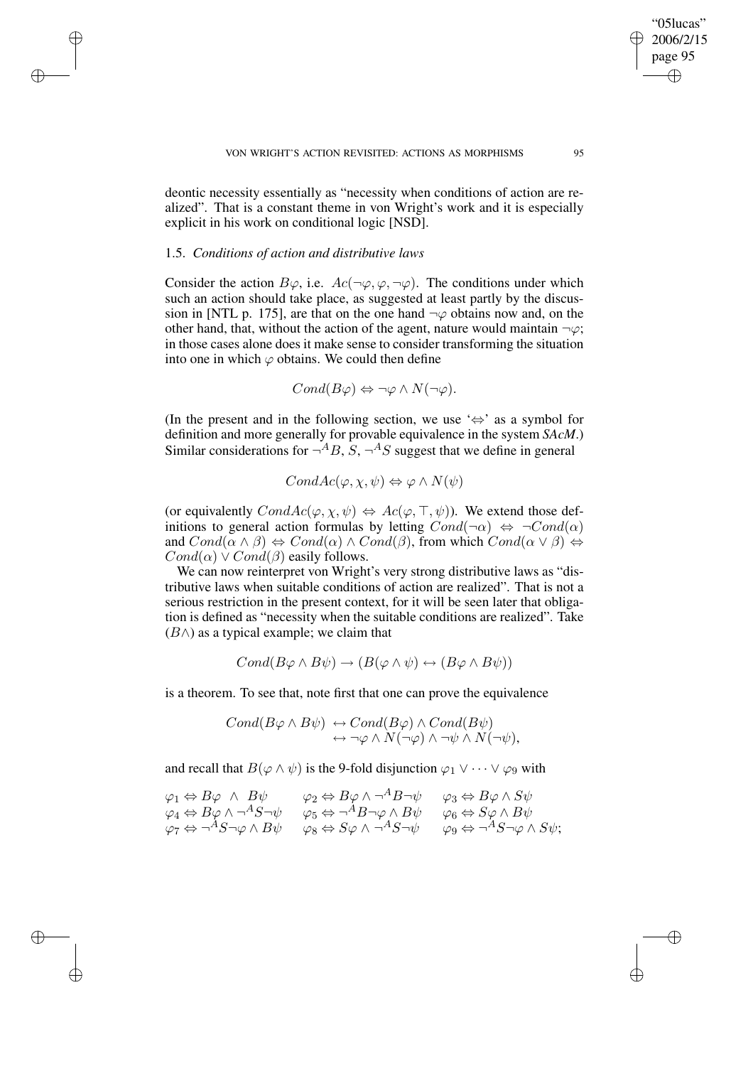deontic necessity essentially as "necessity when conditions of action are realized". That is a constant theme in von Wright's work and it is especially explicit in his work on conditional logic [NSD].

### 1.5. *Conditions of action and distributive laws*

Consider the action $B\varphi$, i.e. $Ac(\neg\varphi, \varphi, \neg\varphi)$. The conditions under which such an action should take place, as suggested at least partly by the discussion in [NTL p. 175], are that on the one hand $\neg\varphi$ obtains now and, on the other hand, that, without the action of the agent, nature would maintain $\neg\varphi$; in those cases alone does it make sense to consider transforming the situation into one in which $\varphi$ obtains. We could then define

$$Cond(B\varphi) \Leftrightarrow \neg\varphi \wedge N(\neg\varphi).$$

(In the present and in the following section, we use '$\Leftrightarrow$' as a symbol for definition and more generally for provable equivalence in the system *SAcM*.) Similar considerations for $\neg^A B$, $S$, $\neg^A S$ suggest that we define in general

$$CondAc(\varphi, \chi, \psi) \Leftrightarrow \varphi \wedge N(\psi)$$

(or equivalently $CondAc(\varphi, \chi, \psi) \Leftrightarrow Ac(\varphi, \top, \psi)$). We extend those definitions to general action formulas by letting $Cond(\neg\alpha) \Leftrightarrow \neg Cond(\alpha)$ and $Cond(\alpha \wedge \beta) \Leftrightarrow Cond(\alpha) \wedge Cond(\beta)$, from which $Cond(\alpha \vee \beta) \Leftrightarrow Cond(\alpha) \vee Cond(\beta)$ easily follows.

We can now reinterpret von Wright's very strong distributive laws as "distributive laws when suitable conditions of action are realized". That is not a serious restriction in the present context, for it will be seen later that obligation is defined as "necessity when the suitable conditions are realized". Take $(B\wedge)$ as a typical example; we claim that

$$Cond(B\varphi \wedge B\psi) \rightarrow (B(\varphi \wedge \psi) \leftrightarrow (B\varphi \wedge B\psi))$$

is a theorem. To see that, note first that one can prove the equivalence

$$\begin{aligned} Cond(B\varphi \wedge B\psi) &\leftrightarrow Cond(B\varphi) \wedge Cond(B\psi) \\ &\leftrightarrow \neg\varphi \wedge N(\neg\varphi) \wedge \neg\psi \wedge N(\neg\psi), \end{aligned}$$

and recall that $B(\varphi \wedge \psi)$ is the 9-fold disjunction $\varphi_1 \vee \cdots \vee \varphi_9$ with

$$\begin{array}{lll} \varphi_1 \Leftrightarrow B\varphi \ \wedge \ B\psi & \varphi_2 \Leftrightarrow B\varphi \wedge \neg^A B\neg\psi & \varphi_3 \Leftrightarrow B\varphi \wedge S\psi \\ \varphi_4 \Leftrightarrow B\varphi \wedge \neg^A S\neg\psi & \varphi_5 \Leftrightarrow \neg^A B\neg\varphi \wedge B\psi & \varphi_6 \Leftrightarrow S\varphi \wedge B\psi \\ \varphi_7 \Leftrightarrow \neg^A S\neg\varphi \wedge B\psi & \varphi_8 \Leftrightarrow S\varphi \wedge \neg^A S\neg\psi & \varphi_9 \Leftrightarrow \neg^A S\neg\varphi \wedge S\psi; \end{array}$$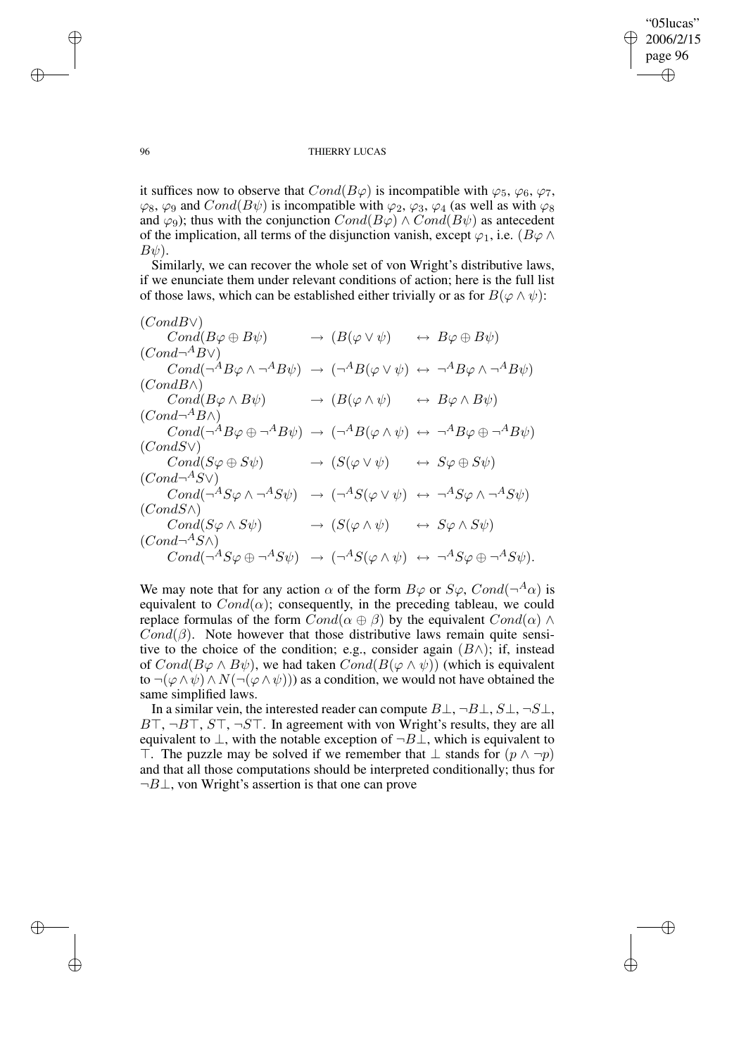it suffices now to observe that $Cond(B\varphi)$ is incompatible with $\varphi_5$, $\varphi_6$, $\varphi_7$, $\varphi_8$, $\varphi_9$ and $Cond(B\psi)$ is incompatible with $\varphi_2$, $\varphi_3$, $\varphi_4$ (as well as with $\varphi_8$ and $\varphi_9$); thus with the conjunction $Cond(B\varphi) \wedge Cond(B\psi)$ as antecedent of the implication, all terms of the disjunction vanish, except $\varphi_1$, i.e. $(B\varphi \wedge B\psi)$.

Similarly, we can recover the whole set of von Wright's distributive laws, if we enunciate them under relevant conditions of action; here is the full list of those laws, which can be established either trivially or as for $B(\varphi \wedge \psi)$:

$$
\begin{array}{llll}
(CondB\vee) & & & \\
\quad Cond(B\varphi \oplus B\psi) & \rightarrow (B(\varphi \vee \psi) & \leftrightarrow B\varphi \oplus B\psi) \\
(Cond\neg^A B\vee) & & & \\
\quad Cond(\neg^A B\varphi \wedge \neg^A B\psi) & \rightarrow (\neg^A B(\varphi \vee \psi) & \leftrightarrow \neg^A B\varphi \wedge \neg^A B\psi) \\
(CondB\wedge) & & & \\
\quad Cond(B\varphi \wedge B\psi) & \rightarrow (B(\varphi \wedge \psi) & \leftrightarrow B\varphi \wedge B\psi) \\
(Cond\neg^A B\wedge) & & & \\
\quad Cond(\neg^A B\varphi \oplus \neg^A B\psi) & \rightarrow (\neg^A B(\varphi \wedge \psi) & \leftrightarrow \neg^A B\varphi \oplus \neg^A B\psi) \\
(CondS\vee) & & & \\
\quad Cond(S\varphi \oplus S\psi) & \rightarrow (S(\varphi \vee \psi) & \leftrightarrow S\varphi \oplus S\psi) \\
(Cond\neg^A S\vee) & & & \\
\quad Cond(\neg^A S\varphi \wedge \neg^A S\psi) & \rightarrow (\neg^A S(\varphi \vee \psi) & \leftrightarrow \neg^A S\varphi \wedge \neg^A S\psi) \\
(CondS\wedge) & & & \\
\quad Cond(S\varphi \wedge S\psi) & \rightarrow (S(\varphi \wedge \psi) & \leftrightarrow S\varphi \wedge S\psi) \\
(Cond\neg^A S\wedge) & & & \\
\quad Cond(\neg^A S\varphi \oplus \neg^A S\psi) & \rightarrow (\neg^A S(\varphi \wedge \psi) & \leftrightarrow \neg^A S\varphi \oplus \neg^A S\psi).
\end{array}
$$

We may note that for any action $\alpha$ of the form $B\varphi$ or $S\varphi$, $Cond(\neg^A\alpha)$ is equivalent to $Cond(\alpha)$; consequently, in the preceding tableau, we could replace formulas of the form $Cond(\alpha \oplus \beta)$ by the equivalent $Cond(\alpha) \wedge Cond(\beta)$. Note however that those distributive laws remain quite sensitive to the choice of the condition; e.g., consider again $(B\wedge)$; if, instead of $Cond(B\varphi \wedge B\psi)$, we had taken $Cond(B(\varphi \wedge \psi))$ (which is equivalent to $\neg(\varphi \wedge \psi) \wedge N(\neg(\varphi \wedge \psi))$) as a condition, we would not have obtained the same simplified laws.

In a similar vein, the interested reader can compute $B\bot$, $\neg B\bot$, $S\bot$, $\neg S\bot$, $B\top$, $\neg B\top$, $S\top$, $\neg S\top$. In agreement with von Wright's results, they are all equivalent to $\bot$, with the notable exception of $\neg B\bot$, which is equivalent to $\top$. The puzzle may be solved if we remember that $\bot$ stands for $(p \wedge \neg p)$ and that all those computations should be interpreted conditionally; thus for $\neg B\bot$, von Wright's assertion is that one can prove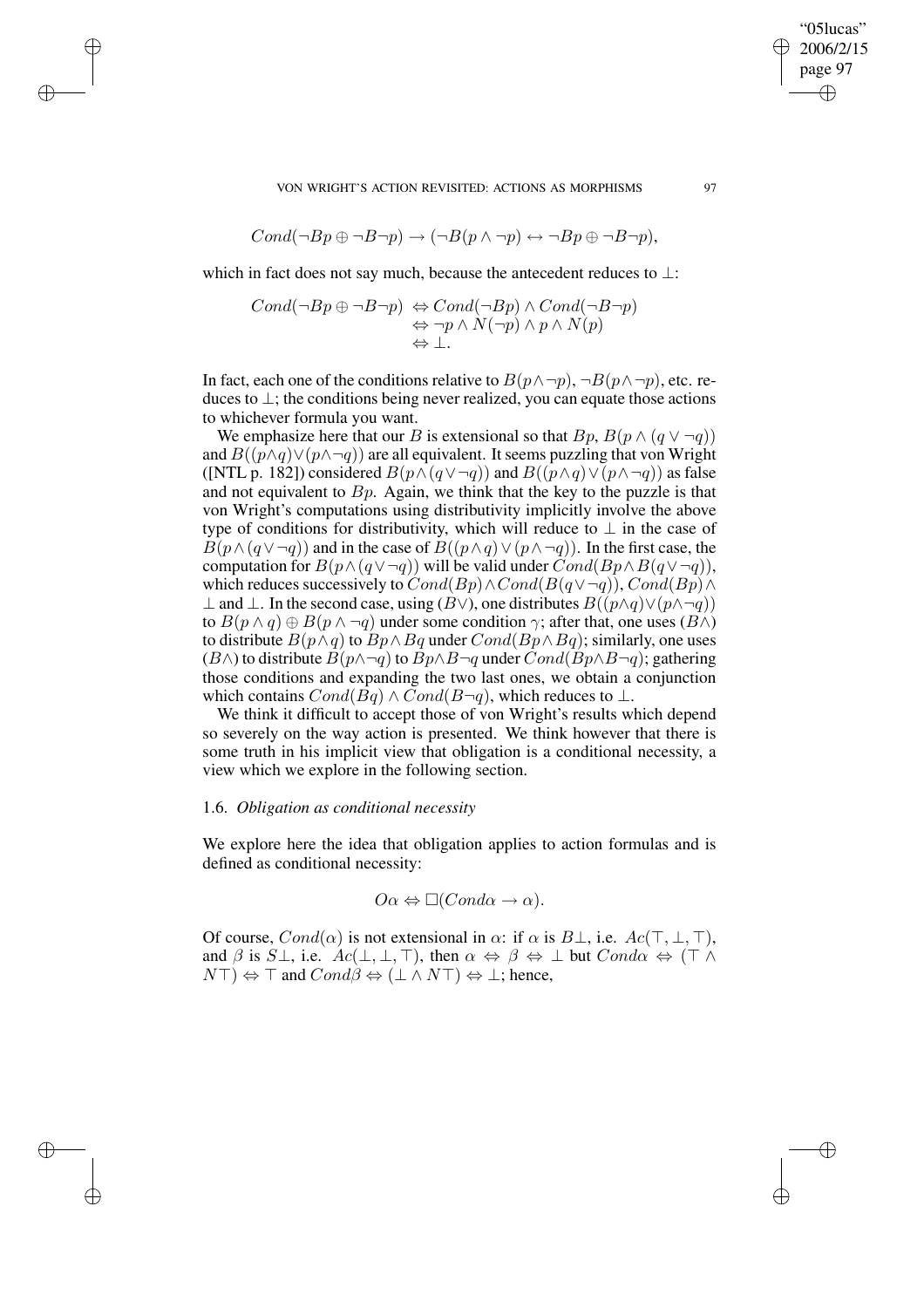$$Cond(\neg Bp \oplus \neg B\neg p) \rightarrow (\neg B(p \wedge \neg p) \leftrightarrow \neg Bp \oplus \neg B\neg p),$$

which in fact does not say much, because the antecedent reduces to $\perp$:

$$\begin{aligned} Cond(\neg Bp \oplus \neg B\neg p) &\Leftrightarrow Cond(\neg Bp) \wedge Cond(\neg B\neg p) \\ &\Leftrightarrow \neg p \wedge N(\neg p) \wedge p \wedge N(p) \\ &\Leftrightarrow \perp. \end{aligned}$$

In fact, each one of the conditions relative to $B(p\wedge\neg p)$, $\neg B(p\wedge\neg p)$, etc. reduces to $\perp$; the conditions being never realized, you can equate those actions to whichever formula you want.

We emphasize here that our $B$ is extensional so that $Bp$, $B(p \wedge (q \vee \neg q))$ and $B((p\wedge q)\vee(p\wedge\neg q))$ are all equivalent. It seems puzzling that von Wright ([NTL p. 182]) considered $B(p\wedge(q\vee\neg q))$ and $B((p\wedge q)\vee(p\wedge\neg q))$ as false and not equivalent to $Bp$. Again, we think that the key to the puzzle is that von Wright's computations using distributivity implicitly involve the above type of conditions for distributivity, which will reduce to $\perp$ in the case of $B(p\wedge(q\vee\neg q))$ and in the case of $B((p\wedge q)\vee(p\wedge\neg q))$. In the first case, the computation for $B(p\wedge(q\vee\neg q))$ will be valid under $Cond(Bp\wedge B(q\vee\neg q))$, which reduces successively to $Cond(Bp)\wedge Cond(B(q\vee\neg q))$, $Cond(Bp)\wedge\perp$ and $\perp$. In the second case, using $(B\vee)$, one distributes $B((p\wedge q)\vee(p\wedge\neg q))$ to $B(p \wedge q) \oplus B(p \wedge \neg q)$ under some condition $\gamma$; after that, one uses $(B\wedge)$ to distribute $B(p\wedge q)$ to $Bp\wedge Bq$ under $Cond(Bp\wedge Bq)$; similarly, one uses $(B\wedge)$ to distribute $B(p\wedge\neg q)$ to $Bp\wedge B\neg q$ under $Cond(Bp\wedge B\neg q)$; gathering those conditions and expanding the two last ones, we obtain a conjunction which contains $Cond(Bq) \wedge Cond(B\neg q)$, which reduces to $\perp$.

We think it difficult to accept those of von Wright's results which depend so severely on the way action is presented. We think however that there is some truth in his implicit view that obligation is a conditional necessity, a view which we explore in the following section.

### 1.6. *Obligation as conditional necessity*

We explore here the idea that obligation applies to action formulas and is defined as conditional necessity:

$$O\alpha \Leftrightarrow \Box(Cond\alpha \rightarrow \alpha).$$

Of course, $Cond(\alpha)$ is not extensional in $\alpha$: if $\alpha$ is $B\perp$, i.e. $Ac(\top,\perp,\top)$, and $\beta$ is $S\perp$, i.e. $Ac(\perp,\perp,\top)$, then $\alpha \Leftrightarrow \beta \Leftrightarrow \perp$ but $Cond\alpha \Leftrightarrow (\top \wedge N\top) \Leftrightarrow \top$ and $Cond\beta \Leftrightarrow (\perp \wedge N\top) \Leftrightarrow \perp$; hence,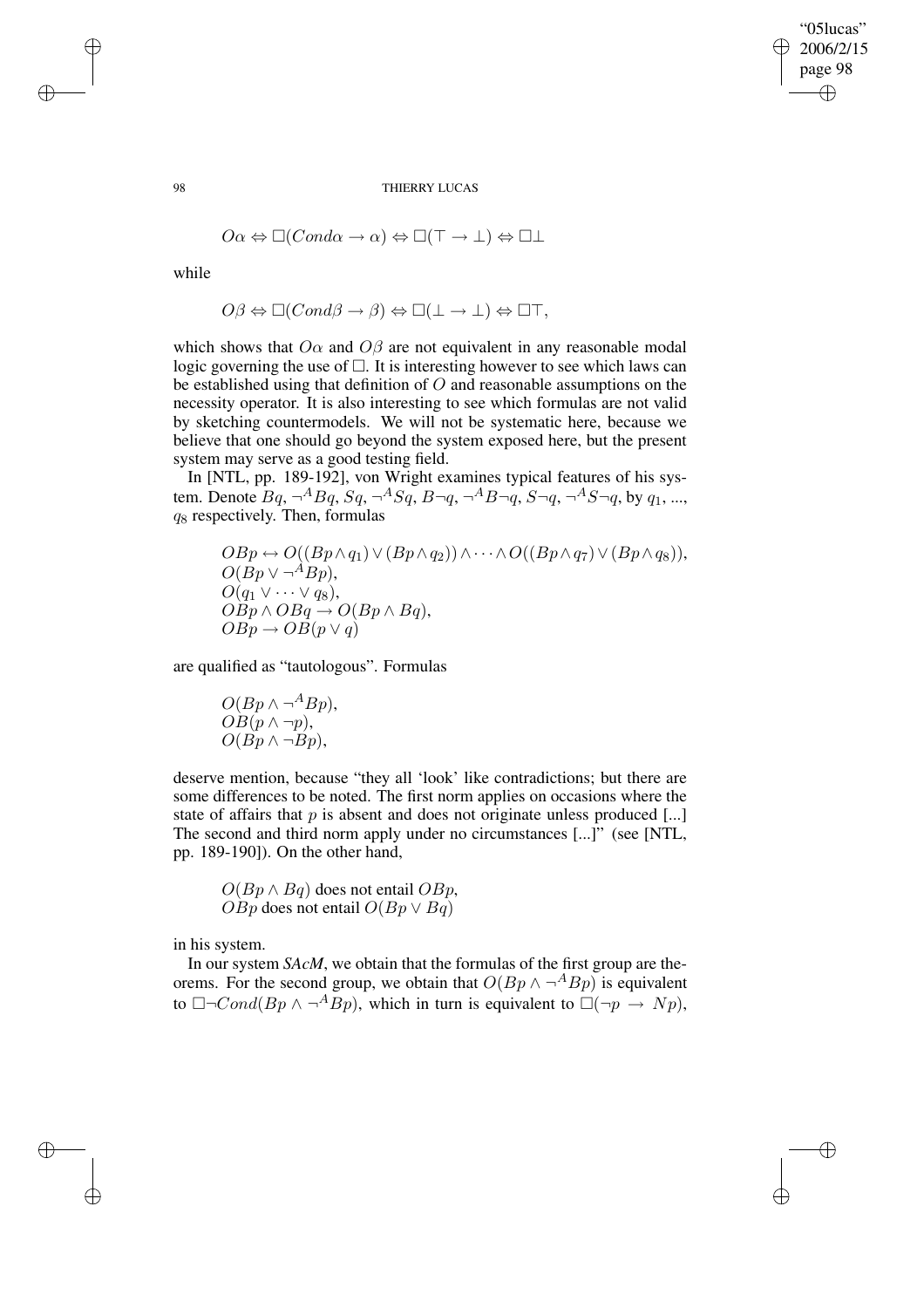$$O\alpha \Leftrightarrow \Box(Cond\alpha \to \alpha) \Leftrightarrow \Box(\top \to \bot) \Leftrightarrow \Box\bot$$

while

$$O\beta \Leftrightarrow \Box(Cond\beta \to \beta) \Leftrightarrow \Box(\bot \to \bot) \Leftrightarrow \Box\top,$$

which shows that $O\alpha$ and $O\beta$ are not equivalent in any reasonable modal logic governing the use of $\Box$. It is interesting however to see which laws can be established using that definition of $O$ and reasonable assumptions on the necessity operator. It is also interesting to see which formulas are not valid by sketching countermodels. We will not be systematic here, because we believe that one should go beyond the system exposed here, but the present system may serve as a good testing field.

In [NTL, pp. 189-192], von Wright examines typical features of his system. Denote $Bq$, $\neg^A Bq$, $Sq$, $\neg^A Sq$, $B\neg q$, $\neg^A B\neg q$, $S\neg q$, $\neg^A S\neg q$, by $q_1$, ..., $q_8$ respectively. Then, formulas

$$\begin{aligned}
&OBp \leftrightarrow O((Bp \wedge q_1) \vee (Bp \wedge q_2)) \wedge \dots \wedge O((Bp \wedge q_7) \vee (Bp \wedge q_8)),\\
&O(Bp \vee \neg^A Bp),\\
&O(q_1 \vee \dots \vee q_8),\\
&OBp \wedge OBq \to O(Bp \wedge Bq),\\
&OBp \to OB(p \vee q)
\end{aligned}$$

are qualified as "tautologous". Formulas

$$\begin{aligned}
&O(Bp \wedge \neg^A Bp),\\
&OB(p \wedge \neg p),\\
&O(Bp \wedge \neg Bp),
\end{aligned}$$

deserve mention, because "they all 'look' like contradictions; but there are some differences to be noted. The first norm applies on occasions where the state of affairs that $p$ is absent and does not originate unless produced [...] The second and third norm apply under no circumstances [...]" (see [NTL, pp. 189-190]). On the other hand,

$O(Bp \wedge Bq)$ does not entail $OBp$,
$OBp$ does not entail $O(Bp \vee Bq)$

in his system.

In our system *SAcM*, we obtain that the formulas of the first group are theorems. For the second group, we obtain that $O(Bp \wedge \neg^A Bp)$ is equivalent to $\Box\neg Cond(Bp \wedge \neg^A Bp)$, which in turn is equivalent to $\Box(\neg p \to Np)$,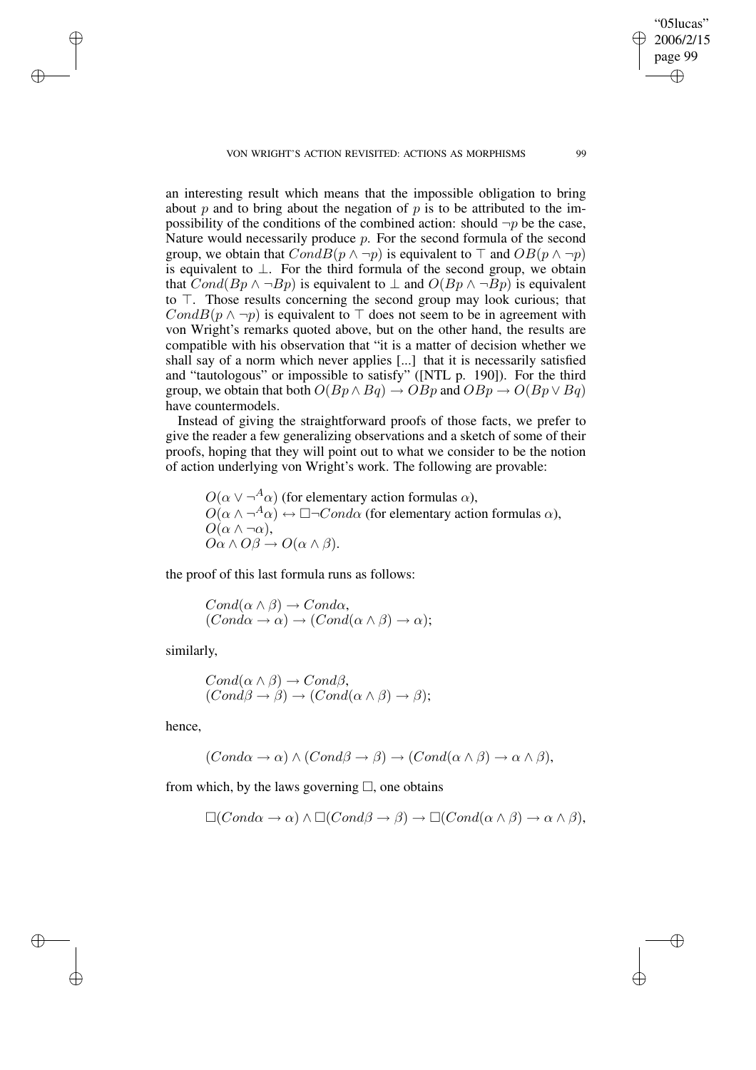an interesting result which means that the impossible obligation to bring about $p$ and to bring about the negation of $p$ is to be attributed to the impossibility of the conditions of the combined action: should $\neg p$ be the case, Nature would necessarily produce $p$. For the second formula of the second group, we obtain that $CondB(p \wedge \neg p)$ is equivalent to $\top$ and $OB(p \wedge \neg p)$ is equivalent to $\bot$. For the third formula of the second group, we obtain that $Cond(Bp \wedge \neg Bp)$ is equivalent to $\bot$ and $O(Bp \wedge \neg Bp)$ is equivalent to $\top$. Those results concerning the second group may look curious; that $CondB(p \wedge \neg p)$ is equivalent to $\top$ does not seem to be in agreement with von Wright's remarks quoted above, but on the other hand, the results are compatible with his observation that "it is a matter of decision whether we shall say of a norm which never applies [...] that it is necessarily satisfied and "tautologous" or impossible to satisfy" ([NTL p. 190]). For the third group, we obtain that both $O(Bp \wedge Bq) \rightarrow OBp$ and $OBp \rightarrow O(Bp \vee Bq)$ have countermodels.

Instead of giving the straightforward proofs of those facts, we prefer to give the reader a few generalizing observations and a sketch of some of their proofs, hoping that they will point out to what we consider to be the notion of action underlying von Wright's work. The following are provable:

$O(\alpha \vee \neg^{A}\alpha)$ (for elementary action formulas $\alpha$),
$O(\alpha \wedge \neg^{A}\alpha) \leftrightarrow \Box\neg Cond\alpha$ (for elementary action formulas $\alpha$),
$O(\alpha \wedge \neg\alpha)$,
$O\alpha \wedge O\beta \rightarrow O(\alpha \wedge \beta)$.

the proof of this last formula runs as follows:

$$Cond(\alpha \wedge \beta) \rightarrow Cond\alpha,$$
$$(Cond\alpha \rightarrow \alpha) \rightarrow (Cond(\alpha \wedge \beta) \rightarrow \alpha);$$

similarly,

$$Cond(\alpha \wedge \beta) \rightarrow Cond\beta,$$
$$(Cond\beta \rightarrow \beta) \rightarrow (Cond(\alpha \wedge \beta) \rightarrow \beta);$$

hence,

$$(Cond\alpha \rightarrow \alpha) \wedge (Cond\beta \rightarrow \beta) \rightarrow (Cond(\alpha \wedge \beta) \rightarrow \alpha \wedge \beta),$$

from which, by the laws governing $\Box$, one obtains

$$\Box(Cond\alpha \rightarrow \alpha) \wedge \Box(Cond\beta \rightarrow \beta) \rightarrow \Box(Cond(\alpha \wedge \beta) \rightarrow \alpha \wedge \beta),$$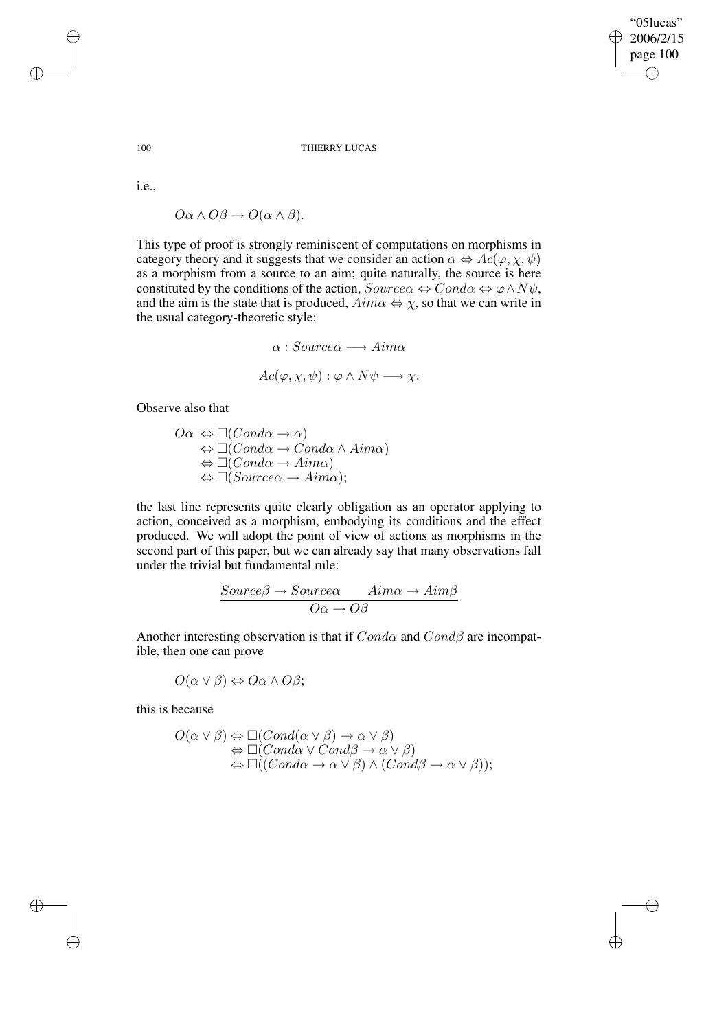i.e.,

$$O\alpha \wedge O\beta \rightarrow O(\alpha \wedge \beta).$$

This type of proof is strongly reminiscent of computations on morphisms in category theory and it suggests that we consider an action $\alpha \Leftrightarrow Ac(\varphi, \chi, \psi)$ as a morphism from a source to an aim; quite naturally, the source is here constituted by the conditions of the action, $Source\alpha \Leftrightarrow Cond\alpha \Leftrightarrow \varphi \wedge N\psi$, and the aim is the state that is produced, $Aim\alpha \Leftrightarrow \chi$, so that we can write in the usual category-theoretic style:

$$\alpha : Source\alpha \longrightarrow Aim\alpha$$

$$Ac(\varphi, \chi, \psi) : \varphi \wedge N\psi \longrightarrow \chi.$$

Observe also that

$$\begin{aligned} O\alpha &\Leftrightarrow \Box(Cond\alpha \rightarrow \alpha) \\ &\Leftrightarrow \Box(Cond\alpha \rightarrow Cond\alpha \wedge Aim\alpha) \\ &\Leftrightarrow \Box(Cond\alpha \rightarrow Aim\alpha) \\ &\Leftrightarrow \Box(Source\alpha \rightarrow Aim\alpha); \end{aligned}$$

the last line represents quite clearly obligation as an operator applying to action, conceived as a morphism, embodying its conditions and the effect produced. We will adopt the point of view of actions as morphisms in the second part of this paper, but we can already say that many observations fall under the trivial but fundamental rule:

$$\frac{Source\beta \rightarrow Source\alpha \qquad Aim\alpha \rightarrow Aim\beta}{O\alpha \rightarrow O\beta}$$

Another interesting observation is that if $Cond\alpha$ and $Cond\beta$ are incompatible, then one can prove

$$O(\alpha \vee \beta) \Leftrightarrow O\alpha \wedge O\beta;$$

this is because

$$\begin{aligned} O(\alpha \vee \beta) &\Leftrightarrow \Box(Cond(\alpha \vee \beta) \rightarrow \alpha \vee \beta) \\ &\Leftrightarrow \Box(Cond\alpha \vee Cond\beta \rightarrow \alpha \vee \beta) \\ &\Leftrightarrow \Box((Cond\alpha \rightarrow \alpha \vee \beta) \wedge (Cond\beta \rightarrow \alpha \vee \beta)); \end{aligned}$$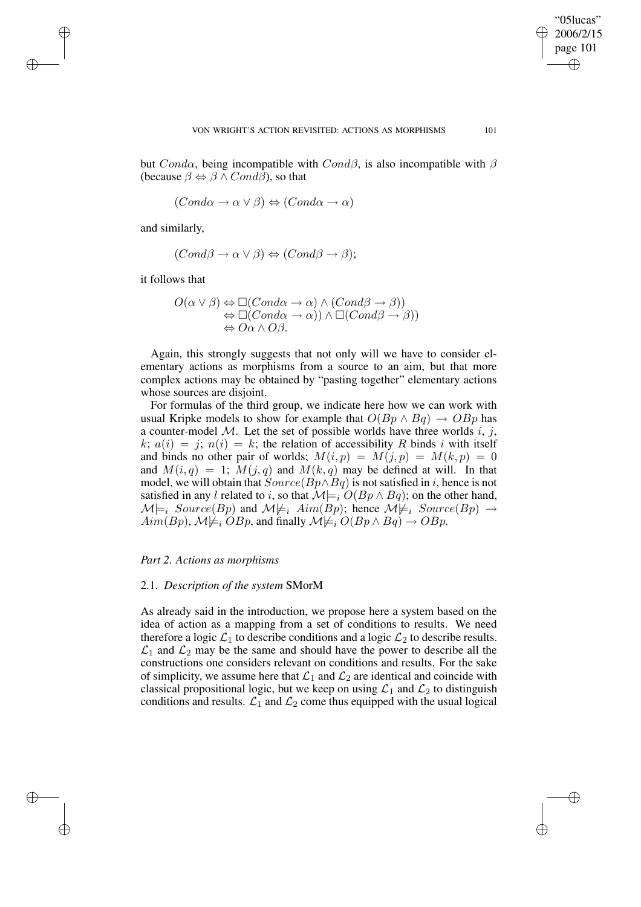but $Cond\alpha$, being incompatible with $Cond\beta$, is also incompatible with $\beta$ (because $\beta \Leftrightarrow \beta \wedge Cond\beta$), so that

$$(Cond\alpha \rightarrow \alpha \vee \beta) \Leftrightarrow (Cond\alpha \rightarrow \alpha)$$

and similarly,

$$(Cond\beta \rightarrow \alpha \vee \beta) \Leftrightarrow (Cond\beta \rightarrow \beta);$$

it follows that

$$\begin{aligned} O(\alpha \vee \beta) &\Leftrightarrow \Box(Cond\alpha \rightarrow \alpha) \wedge (Cond\beta \rightarrow \beta)) \\ &\Leftrightarrow \Box(Cond\alpha \rightarrow \alpha)) \wedge \Box(Cond\beta \rightarrow \beta)) \\ &\Leftrightarrow O\alpha \wedge O\beta. \end{aligned}$$

Again, this strongly suggests that not only will we have to consider elementary actions as morphisms from a source to an aim, but that more complex actions may be obtained by "pasting together" elementary actions whose sources are disjoint.

For formulas of the third group, we indicate here how we can work with usual Kripke models to show for example that $O(Bp \wedge Bq) \rightarrow OBp$ has a counter-model $\mathcal{M}$. Let the set of possible worlds have three worlds $i$, $j$, $k$; $a(i) = j$; $n(i) = k$; the relation of accessibility $R$ binds $i$ with itself and binds no other pair of worlds; $M(i,p) = M(j,p) = M(k,p) = 0$ and $M(i,q) = 1$; $M(j,q)$ and $M(k,q)$ may be defined at will. In that model, we will obtain that $Source(Bp \wedge Bq)$ is not satisfied in $i$, hence is not satisfied in any $l$ related to $i$, so that $\mathcal{M} \models_i O(Bp \wedge Bq)$; on the other hand, $\mathcal{M} \models_i Source(Bp)$ and $\mathcal{M} \not\models_i Aim(Bp)$; hence $\mathcal{M} \not\models_i Source(Bp) \rightarrow Aim(Bp)$, $\mathcal{M} \not\models_i OBp$, and finally $\mathcal{M} \not\models_i O(Bp \wedge Bq) \rightarrow OBp$.

## *Part 2. Actions as morphisms*

### 2.1. *Description of the system* SMorM

As already said in the introduction, we propose here a system based on the idea of action as a mapping from a set of conditions to results. We need therefore a logic $\mathcal{L}_1$ to describe conditions and a logic $\mathcal{L}_2$ to describe results. $\mathcal{L}_1$ and $\mathcal{L}_2$ may be the same and should have the power to describe all the constructions one considers relevant on conditions and results. For the sake of simplicity, we assume here that $\mathcal{L}_1$ and $\mathcal{L}_2$ are identical and coincide with classical propositional logic, but we keep on using $\mathcal{L}_1$ and $\mathcal{L}_2$ to distinguish conditions and results. $\mathcal{L}_1$ and $\mathcal{L}_2$ come thus equipped with the usual logical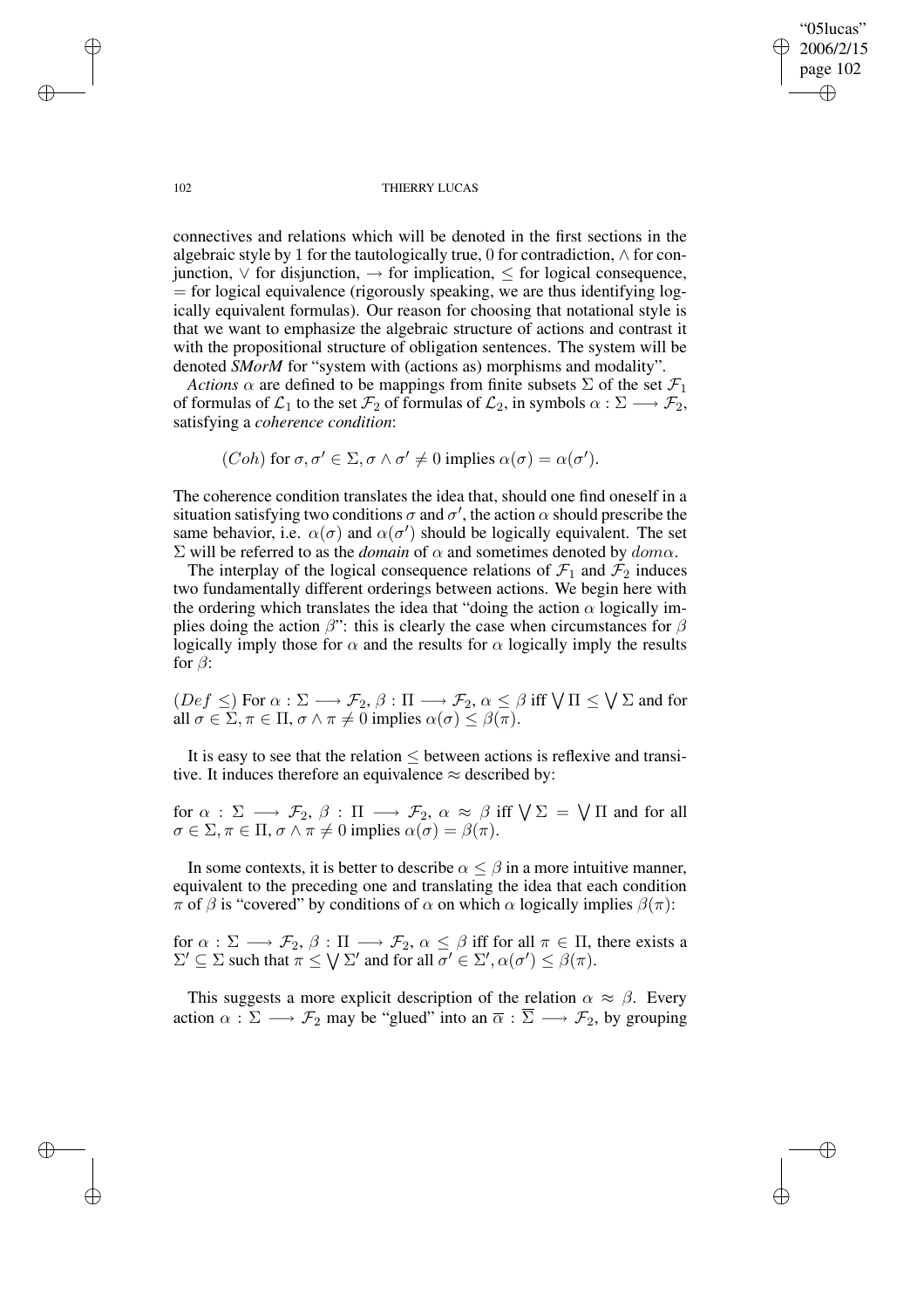connectives and relations which will be denoted in the first sections in the algebraic style by 1 for the tautologically true, 0 for contradiction, $\wedge$ for conjunction, $\vee$ for disjunction, $\rightarrow$ for implication, $\leq$ for logical consequence, $=$ for logical equivalence (rigorously speaking, we are thus identifying logically equivalent formulas). Our reason for choosing that notational style is that we want to emphasize the algebraic structure of actions and contrast it with the propositional structure of obligation sentences. The system will be denoted *SMorM* for "system with (actions as) morphisms and modality".

*Actions* $\alpha$ are defined to be mappings from finite subsets $\Sigma$ of the set $\mathcal{F}_1$ of formulas of $\mathcal{L}_1$ to the set $\mathcal{F}_2$ of formulas of $\mathcal{L}_2$, in symbols $\alpha : \Sigma \longrightarrow \mathcal{F}_2$, satisfying a *coherence condition*:

$$(Coh) \text{ for } \sigma, \sigma' \in \Sigma, \sigma \wedge \sigma' \neq 0 \text{ implies } \alpha(\sigma) = \alpha(\sigma').$$

The coherence condition translates the idea that, should one find oneself in a situation satisfying two conditions $\sigma$ and $\sigma'$, the action $\alpha$ should prescribe the same behavior, i.e. $\alpha(\sigma)$ and $\alpha(\sigma')$ should be logically equivalent. The set $\Sigma$ will be referred to as the *domain* of $\alpha$ and sometimes denoted by $dom\alpha$.

The interplay of the logical consequence relations of $\mathcal{F}_1$ and $\mathcal{F}_2$ induces two fundamentally different orderings between actions. We begin here with the ordering which translates the idea that "doing the action $\alpha$ logically implies doing the action $\beta$": this is clearly the case when circumstances for $\beta$ logically imply those for $\alpha$ and the results for $\alpha$ logically imply the results for $\beta$:

$(Def \leq)$ For $\alpha : \Sigma \longrightarrow \mathcal{F}_2$, $\beta : \Pi \longrightarrow \mathcal{F}_2$, $\alpha \leq \beta$ iff $\bigvee \Pi \leq \bigvee \Sigma$ and for all $\sigma \in \Sigma, \pi \in \Pi$, $\sigma \wedge \pi \neq 0$ implies $\alpha(\sigma) \leq \beta(\pi)$.

It is easy to see that the relation $\leq$ between actions is reflexive and transitive. It induces therefore an equivalence $\approx$ described by:

for $\alpha : \Sigma \longrightarrow \mathcal{F}_2$, $\beta : \Pi \longrightarrow \mathcal{F}_2$, $\alpha \approx \beta$ iff $\bigvee \Sigma = \bigvee \Pi$ and for all $\sigma \in \Sigma, \pi \in \Pi$, $\sigma \wedge \pi \neq 0$ implies $\alpha(\sigma) = \beta(\pi)$.

In some contexts, it is better to describe $\alpha \leq \beta$ in a more intuitive manner, equivalent to the preceding one and translating the idea that each condition $\pi$ of $\beta$ is "covered" by conditions of $\alpha$ on which $\alpha$ logically implies $\beta(\pi)$:

for $\alpha : \Sigma \longrightarrow \mathcal{F}_2$, $\beta : \Pi \longrightarrow \mathcal{F}_2$, $\alpha \leq \beta$ iff for all $\pi \in \Pi$, there exists a $\Sigma' \subseteq \Sigma$ such that $\pi \leq \bigvee \Sigma'$ and for all $\sigma' \in \Sigma', \alpha(\sigma') \leq \beta(\pi)$.

This suggests a more explicit description of the relation $\alpha \approx \beta$. Every action $\alpha : \Sigma \longrightarrow \mathcal{F}_2$ may be "glued" into an $\overline{\alpha} : \overline{\Sigma} \longrightarrow \mathcal{F}_2$, by grouping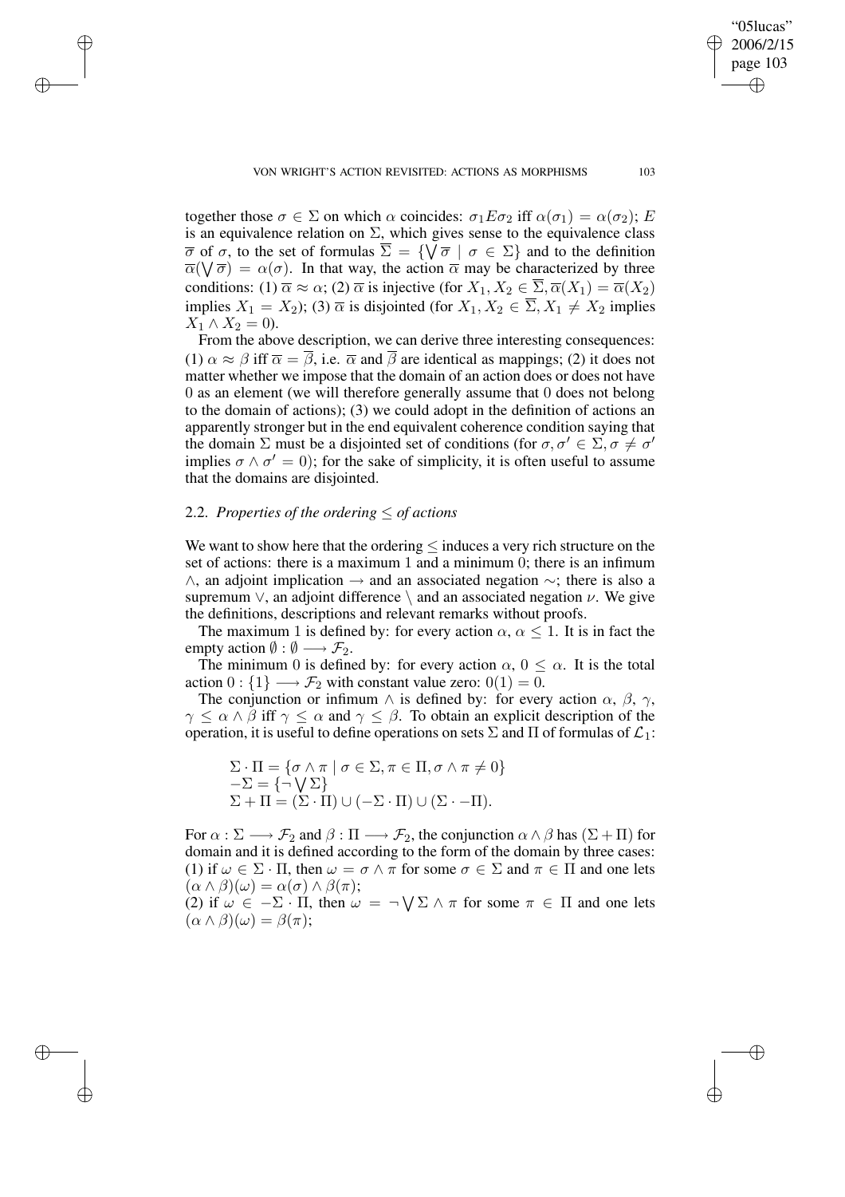together those $\sigma \in \Sigma$ on which $\alpha$ coincides: $\sigma_1 E \sigma_2$ iff $\alpha(\sigma_1) = \alpha(\sigma_2)$; $E$ is an equivalence relation on $\Sigma$, which gives sense to the equivalence class $\overline{\sigma}$ of $\sigma$, to the set of formulas $\overline{\Sigma} = \{\bigvee \overline{\sigma} \mid \sigma \in \Sigma\}$ and to the definition $\overline{\alpha}(\bigvee \overline{\sigma}) = \alpha(\sigma)$. In that way, the action $\overline{\alpha}$ may be characterized by three conditions: (1) $\overline{\alpha} \approx \alpha$; (2) $\overline{\alpha}$ is injective (for $X_1, X_2 \in \overline{\Sigma}, \overline{\alpha}(X_1) = \overline{\alpha}(X_2)$ implies $X_1 = X_2$); (3) $\overline{\alpha}$ is disjointed (for $X_1, X_2 \in \overline{\Sigma}, X_1 \neq X_2$ implies $X_1 \wedge X_2 = 0$).

From the above description, we can derive three interesting consequences: (1) $\alpha \approx \beta$ iff $\overline{\alpha} = \overline{\beta}$, i.e. $\overline{\alpha}$ and $\overline{\beta}$ are identical as mappings; (2) it does not matter whether we impose that the domain of an action does or does not have $0$ as an element (we will therefore generally assume that $0$ does not belong to the domain of actions); (3) we could adopt in the definition of actions an apparently stronger but in the end equivalent coherence condition saying that the domain $\Sigma$ must be a disjointed set of conditions (for $\sigma, \sigma' \in \Sigma, \sigma \neq \sigma'$ implies $\sigma \wedge \sigma' = 0$); for the sake of simplicity, it is often useful to assume that the domains are disjointed.

## 2.2. *Properties of the ordering $\leq$ of actions*

We want to show here that the ordering $\leq$ induces a very rich structure on the set of actions: there is a maximum $1$ and a minimum $0$; there is an infimum $\wedge$, an adjoint implication $\rightarrow$ and an associated negation $\sim$; there is also a supremum $\vee$, an adjoint difference $\setminus$ and an associated negation $\nu$. We give the definitions, descriptions and relevant remarks without proofs.

The maximum $1$ is defined by: for every action $\alpha$, $\alpha \leq 1$. It is in fact the empty action $\emptyset : \emptyset \longrightarrow \mathcal{F}_2$.

The minimum $0$ is defined by: for every action $\alpha$, $0 \leq \alpha$. It is the total action $0 : \{1\} \longrightarrow \mathcal{F}_2$ with constant value zero: $0(1) = 0$.

The conjunction or infimum $\wedge$ is defined by: for every action $\alpha$, $\beta$, $\gamma$, $\gamma \leq \alpha \wedge \beta$ iff $\gamma \leq \alpha$ and $\gamma \leq \beta$. To obtain an explicit description of the operation, it is useful to define operations on sets $\Sigma$ and $\Pi$ of formulas of $\mathcal{L}_1$:

$$
\begin{aligned}
&\Sigma \cdot \Pi = \{\sigma \wedge \pi \mid \sigma \in \Sigma, \pi \in \Pi, \sigma \wedge \pi \neq 0\} \\
&-\Sigma = \{\neg \textstyle\bigvee \Sigma\} \\
&\Sigma + \Pi = (\Sigma \cdot \Pi) \cup (-\Sigma \cdot \Pi) \cup (\Sigma \cdot -\Pi).
\end{aligned}
$$

For $\alpha : \Sigma \longrightarrow \mathcal{F}_2$ and $\beta : \Pi \longrightarrow \mathcal{F}_2$, the conjunction $\alpha \wedge \beta$ has $(\Sigma + \Pi)$ for domain and it is defined according to the form of the domain by three cases:
(1) if $\omega \in \Sigma \cdot \Pi$, then $\omega = \sigma \wedge \pi$ for some $\sigma \in \Sigma$ and $\pi \in \Pi$ and one lets $(\alpha \wedge \beta)(\omega) = \alpha(\sigma) \wedge \beta(\pi)$;
(2) if $\omega \in -\Sigma \cdot \Pi$, then $\omega = \neg \bigvee \Sigma \wedge \pi$ for some $\pi \in \Pi$ and one lets $(\alpha \wedge \beta)(\omega) = \beta(\pi)$;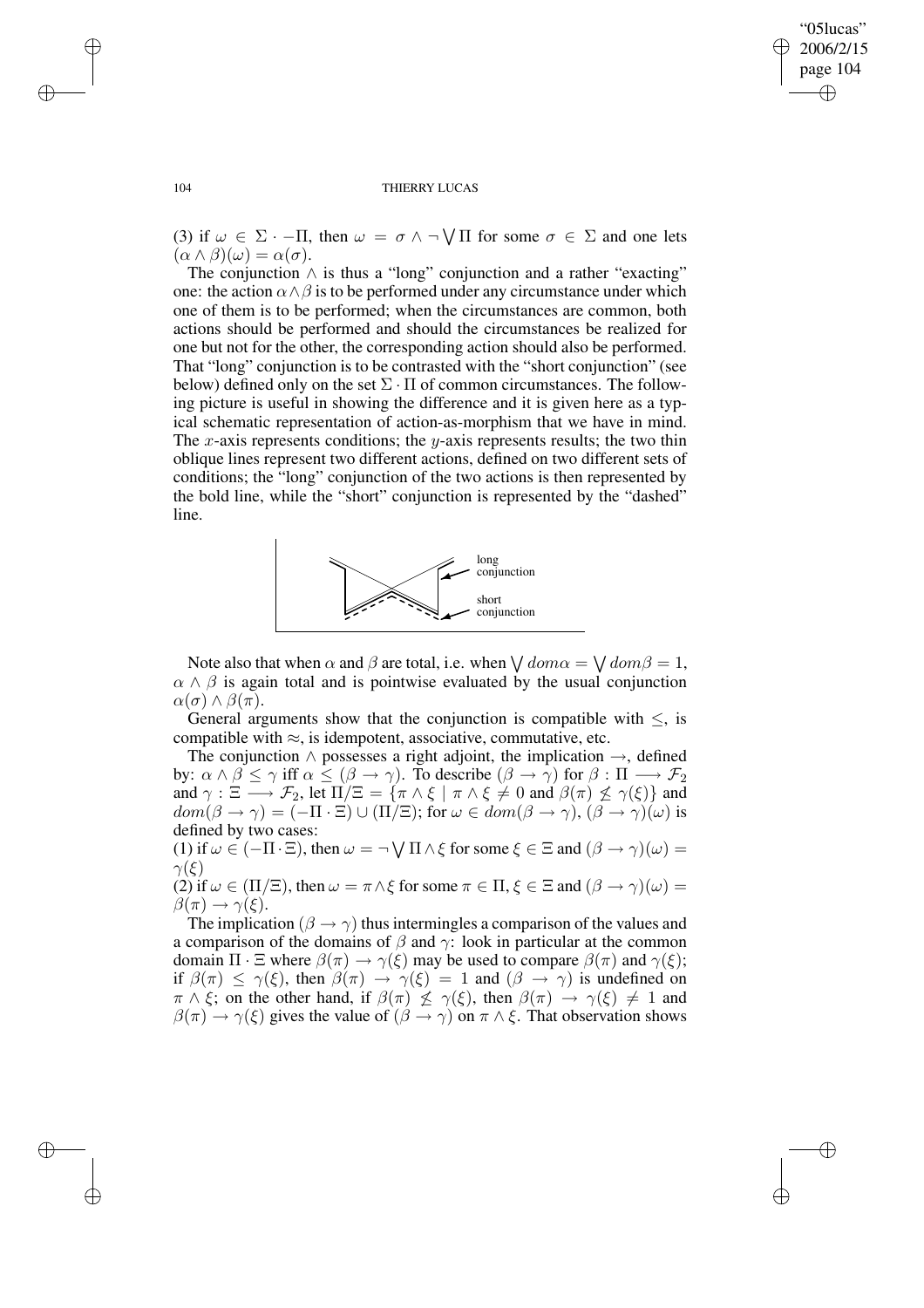(3) if $\omega \in \Sigma \cdot -\Pi$, then $\omega = \sigma \wedge \neg \bigvee \Pi$ for some $\sigma \in \Sigma$ and one lets $(\alpha \wedge \beta)(\omega) = \alpha(\sigma)$.

The conjunction $\wedge$ is thus a "long" conjunction and a rather "exacting" one: the action $\alpha \wedge \beta$ is to be performed under any circumstance under which one of them is to be performed; when the circumstances are common, both actions should be performed and should the circumstances be realized for one but not for the other, the corresponding action should also be performed. That "long" conjunction is to be contrasted with the "short conjunction" (see below) defined only on the set $\Sigma \cdot \Pi$ of common circumstances. The following picture is useful in showing the difference and it is given here as a typical schematic representation of action-as-morphism that we have in mind. The $x$-axis represents conditions; the $y$-axis represents results; the two thin oblique lines represent two different actions, defined on two different sets of conditions; the "long" conjunction of the two actions is then represented by the bold line, while the "short" conjunction is represented by the "dashed" line.

long conjunction

short conjunction

Note also that when $\alpha$ and $\beta$ are total, i.e. when $\bigvee dom\alpha = \bigvee dom\beta = 1$, $\alpha \wedge \beta$ is again total and is pointwise evaluated by the usual conjunction $\alpha(\sigma) \wedge \beta(\pi)$.

General arguments show that the conjunction is compatible with $\leq$, is compatible with $\approx$, is idempotent, associative, commutative, etc.

The conjunction $\wedge$ possesses a right adjoint, the implication $\rightarrow$, defined by: $\alpha \wedge \beta \leq \gamma$ iff $\alpha \leq (\beta \rightarrow \gamma)$. To describe $(\beta \rightarrow \gamma)$ for $\beta : \Pi \longrightarrow \mathcal{F}_2$ and $\gamma : \Xi \longrightarrow \mathcal{F}_2$, let $\Pi/\Xi = \{\pi \wedge \xi \mid \pi \wedge \xi \neq 0 \text{ and } \beta(\pi) \not\leq \gamma(\xi)\}$ and $dom(\beta \rightarrow \gamma) = (-\Pi \cdot \Xi) \cup (\Pi/\Xi)$; for $\omega \in dom(\beta \rightarrow \gamma)$, $(\beta \rightarrow \gamma)(\omega)$ is defined by two cases:

(1) if $\omega \in (-\Pi \cdot \Xi)$, then $\omega = \neg \bigvee \Pi \wedge \xi$ for some $\xi \in \Xi$ and $(\beta \rightarrow \gamma)(\omega) = \gamma(\xi)$

(2) if $\omega \in (\Pi/\Xi)$, then $\omega = \pi \wedge \xi$ for some $\pi \in \Pi, \xi \in \Xi$ and $(\beta \rightarrow \gamma)(\omega) = \beta(\pi) \rightarrow \gamma(\xi)$.

The implication $(\beta \rightarrow \gamma)$ thus intermingles a comparison of the values and a comparison of the domains of $\beta$ and $\gamma$: look in particular at the common domain $\Pi \cdot \Xi$ where $\beta(\pi) \rightarrow \gamma(\xi)$ may be used to compare $\beta(\pi)$ and $\gamma(\xi)$; if $\beta(\pi) \leq \gamma(\xi)$, then $\beta(\pi) \rightarrow \gamma(\xi) = 1$ and $(\beta \rightarrow \gamma)$ is undefined on $\pi \wedge \xi$; on the other hand, if $\beta(\pi) \not\leq \gamma(\xi)$, then $\beta(\pi) \rightarrow \gamma(\xi) \neq 1$ and $\beta(\pi) \rightarrow \gamma(\xi)$ gives the value of $(\beta \rightarrow \gamma)$ on $\pi \wedge \xi$. That observation shows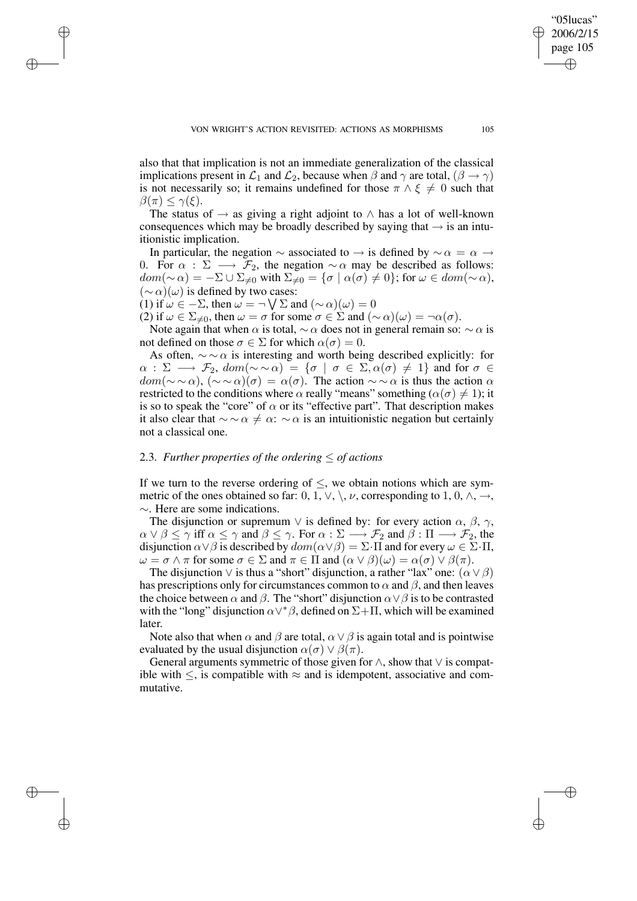also that that implication is not an immediate generalization of the classical implications present in $\mathcal{L}_1$ and $\mathcal{L}_2$, because when $\beta$ and $\gamma$ are total, $(\beta \to \gamma)$ is not necessarily so; it remains undefined for those $\pi \wedge \xi \neq 0$ such that $\beta(\pi) \leq \gamma(\xi)$.

The status of $\to$ as giving a right adjoint to $\wedge$ has a lot of well-known consequences which may be broadly described by saying that $\to$ is an intuitionistic implication.

In particular, the negation $\sim$ associated to $\to$ is defined by $\sim\alpha = \alpha \to 0$. For $\alpha : \Sigma \longrightarrow \mathcal{F}_2$, the negation $\sim\alpha$ may be described as follows: $dom(\sim\alpha) = -\Sigma \cup \Sigma_{\neq 0}$ with $\Sigma_{\neq 0} = \{\sigma \mid \alpha(\sigma) \neq 0\}$; for $\omega \in dom(\sim\alpha)$, $(\sim\alpha)(\omega)$ is defined by two cases:

(1) if $\omega \in -\Sigma$, then $\omega = \neg\bigvee\Sigma$ and $(\sim\alpha)(\omega) = 0$

(2) if $\omega \in \Sigma_{\neq 0}$, then $\omega = \sigma$ for some $\sigma \in \Sigma$ and $(\sim\alpha)(\omega) = \neg\alpha(\sigma)$.

Note again that when $\alpha$ is total, $\sim\alpha$ does not in general remain so: $\sim\alpha$ is not defined on those $\sigma \in \Sigma$ for which $\alpha(\sigma) = 0$.

As often, $\sim\sim\alpha$ is interesting and worth being described explicitly: for $\alpha : \Sigma \longrightarrow \mathcal{F}_2$, $dom(\sim\sim\alpha) = \{\sigma \mid \sigma \in \Sigma, \alpha(\sigma) \neq 1\}$ and for $\sigma \in dom(\sim\sim\alpha)$, $(\sim\sim\alpha)(\sigma) = \alpha(\sigma)$. The action $\sim\sim\alpha$ is thus the action $\alpha$ restricted to the conditions where $\alpha$ really "means" something ($\alpha(\sigma) \neq 1$); it is so to speak the "core" of $\alpha$ or its "effective part". That description makes it also clear that $\sim\sim\alpha \neq \alpha$: $\sim\alpha$ is an intuitionistic negation but certainly not a classical one.

### 2.3. *Further properties of the ordering $\leq$ of actions*

If we turn to the reverse ordering of $\leq$, we obtain notions which are symmetric of the ones obtained so far: $0, 1, \vee, \setminus, \nu$, corresponding to $1, 0, \wedge, \to, \sim$. Here are some indications.

The disjunction or supremum $\vee$ is defined by: for every action $\alpha$, $\beta$, $\gamma$, $\alpha \vee \beta \leq \gamma$ iff $\alpha \leq \gamma$ and $\beta \leq \gamma$. For $\alpha : \Sigma \longrightarrow \mathcal{F}_2$ and $\beta : \Pi \longrightarrow \mathcal{F}_2$, the disjunction $\alpha\vee\beta$ is described by $dom(\alpha\vee\beta) = \Sigma{\cdot}\Pi$ and for every $\omega \in \Sigma{\cdot}\Pi$, $\omega = \sigma \wedge \pi$ for some $\sigma \in \Sigma$ and $\pi \in \Pi$ and $(\alpha \vee \beta)(\omega) = \alpha(\sigma) \vee \beta(\pi)$.

The disjunction $\vee$ is thus a "short" disjunction, a rather "lax" one: $(\alpha \vee \beta)$ has prescriptions only for circumstances common to $\alpha$ and $\beta$, and then leaves the choice between $\alpha$ and $\beta$. The "short" disjunction $\alpha\vee\beta$ is to be contrasted with the "long" disjunction $\alpha\vee^*\beta$, defined on $\Sigma+\Pi$, which will be examined later.

Note also that when $\alpha$ and $\beta$ are total, $\alpha \vee \beta$ is again total and is pointwise evaluated by the usual disjunction $\alpha(\sigma) \vee \beta(\pi)$.

General arguments symmetric of those given for $\wedge$, show that $\vee$ is compatible with $\leq$, is compatible with $\approx$ and is idempotent, associative and commutative.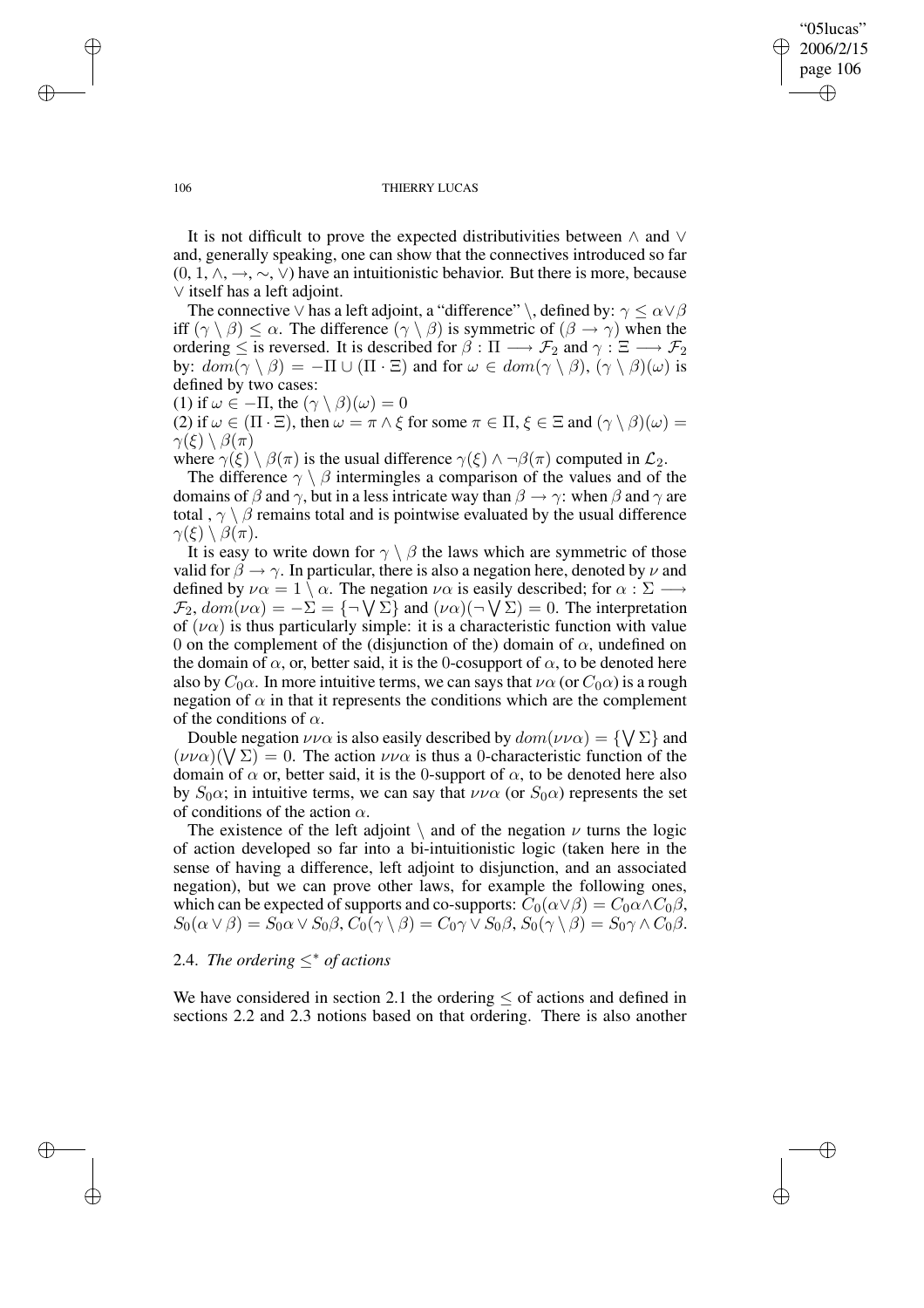It is not difficult to prove the expected distributivities between $\wedge$ and $\vee$ and, generally speaking, one can show that the connectives introduced so far ($0, 1, \wedge, \rightarrow, \sim, \vee$) have an intuitionistic behavior. But there is more, because $\vee$ itself has a left adjoint.

The connective $\vee$ has a left adjoint, a "difference" $\setminus$, defined by: $\gamma \leq \alpha \vee \beta$ iff $(\gamma \setminus \beta) \leq \alpha$. The difference $(\gamma \setminus \beta)$ is symmetric of $(\beta \rightarrow \gamma)$ when the ordering $\leq$ is reversed. It is described for $\beta : \Pi \longrightarrow \mathcal{F}_2$ and $\gamma : \Xi \longrightarrow \mathcal{F}_2$ by: $dom(\gamma \setminus \beta) = -\Pi \cup (\Pi \cdot \Xi)$ and for $\omega \in dom(\gamma \setminus \beta)$, $(\gamma \setminus \beta)(\omega)$ is defined by two cases:

(1) if $\omega \in -\Pi$, the $(\gamma \setminus \beta)(\omega) = 0$

(2) if $\omega \in (\Pi \cdot \Xi)$, then $\omega = \pi \wedge \xi$ for some $\pi \in \Pi$, $\xi \in \Xi$ and $(\gamma \setminus \beta)(\omega) = \gamma(\xi) \setminus \beta(\pi)$

where $\gamma(\xi) \setminus \beta(\pi)$ is the usual difference $\gamma(\xi) \wedge \neg\beta(\pi)$ computed in $\mathcal{L}_2$.

The difference $\gamma \setminus \beta$ intermingles a comparison of the values and of the domains of $\beta$ and $\gamma$, but in a less intricate way than $\beta \rightarrow \gamma$: when $\beta$ and $\gamma$ are total , $\gamma \setminus \beta$ remains total and is pointwise evaluated by the usual difference $\gamma(\xi) \setminus \beta(\pi)$.

It is easy to write down for $\gamma \setminus \beta$ the laws which are symmetric of those valid for $\beta \rightarrow \gamma$. In particular, there is also a negation here, denoted by $\nu$ and defined by $\nu\alpha = 1 \setminus \alpha$. The negation $\nu\alpha$ is easily described; for $\alpha : \Sigma \longrightarrow \mathcal{F}_2$, $dom(\nu\alpha) = -\Sigma = \{\neg \bigvee \Sigma\}$ and $(\nu\alpha)(\neg \bigvee \Sigma) = 0$. The interpretation of $(\nu\alpha)$ is thus particularly simple: it is a characteristic function with value 0 on the complement of the (disjunction of the) domain of $\alpha$, undefined on the domain of $\alpha$, or, better said, it is the 0-cosupport of $\alpha$, to be denoted here also by $C_0\alpha$. In more intuitive terms, we can says that $\nu\alpha$ (or $C_0\alpha$) is a rough negation of $\alpha$ in that it represents the conditions which are the complement of the conditions of $\alpha$.

Double negation $\nu\nu\alpha$ is also easily described by $dom(\nu\nu\alpha) = \{\bigvee \Sigma\}$ and $(\nu\nu\alpha)(\bigvee \Sigma) = 0$. The action $\nu\nu\alpha$ is thus a 0-characteristic function of the domain of $\alpha$ or, better said, it is the 0-support of $\alpha$, to be denoted here also by $S_0\alpha$; in intuitive terms, we can say that $\nu\nu\alpha$ (or $S_0\alpha$) represents the set of conditions of the action $\alpha$.

The existence of the left adjoint $\setminus$ and of the negation $\nu$ turns the logic of action developed so far into a bi-intuitionistic logic (taken here in the sense of having a difference, left adjoint to disjunction, and an associated negation), but we can prove other laws, for example the following ones, which can be expected of supports and co-supports: $C_0(\alpha \vee \beta) = C_0\alpha \wedge C_0\beta$, $S_0(\alpha \vee \beta) = S_0\alpha \vee S_0\beta$, $C_0(\gamma \setminus \beta) = C_0\gamma \vee S_0\beta$, $S_0(\gamma \setminus \beta) = S_0\gamma \wedge C_0\beta$.

### 2.4. *The ordering $\leq^*$ of actions*

We have considered in section 2.1 the ordering $\leq$ of actions and defined in sections 2.2 and 2.3 notions based on that ordering. There is also another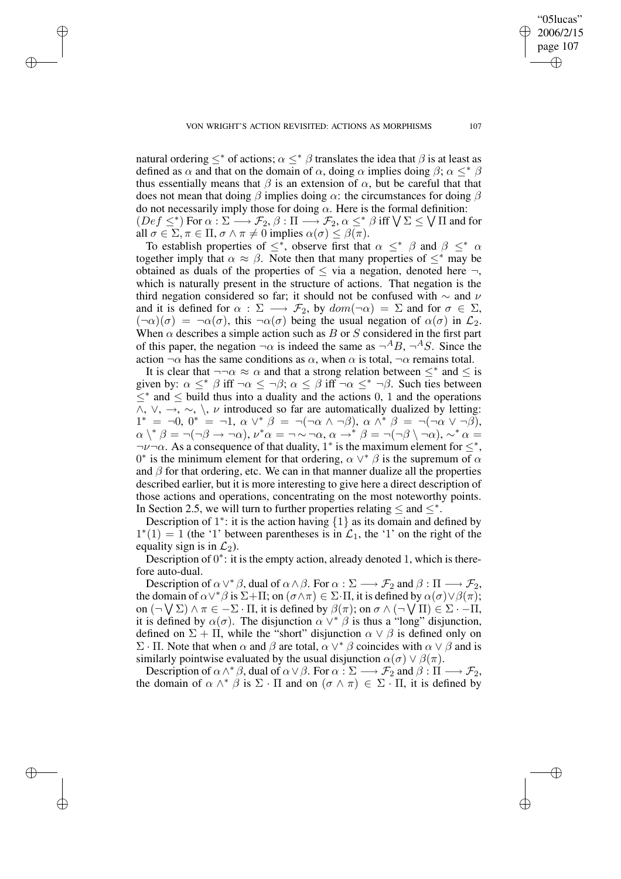natural ordering $\leq^*$ of actions; $\alpha \leq^* \beta$ translates the idea that $\beta$ is at least as defined as $\alpha$ and that on the domain of $\alpha$, doing $\alpha$ implies doing $\beta$; $\alpha \leq^* \beta$ thus essentially means that $\beta$ is an extension of $\alpha$, but be careful that that does not mean that doing $\beta$ implies doing $\alpha$: the circumstances for doing $\beta$ do not necessarily imply those for doing $\alpha$. Here is the formal definition:

$(Def \leq^*)$ For $\alpha : \Sigma \longrightarrow \mathcal{F}_2$, $\beta : \Pi \longrightarrow \mathcal{F}_2$, $\alpha \leq^* \beta$ iff $\bigvee \Sigma \leq \bigvee \Pi$ and for all $\sigma \in \Sigma, \pi \in \Pi$, $\sigma \wedge \pi \neq 0$ implies $\alpha(\sigma) \leq \beta(\pi)$.

To establish properties of $\leq^*$, observe first that $\alpha \leq^* \beta$ and $\beta \leq^* \alpha$ together imply that $\alpha \approx \beta$. Note then that many properties of $\leq^*$ may be obtained as duals of the properties of $\leq$ via a negation, denoted here $\neg$, which is naturally present in the structure of actions. That negation is the third negation considered so far; it should not be confused with $\sim$ and $\nu$ and it is defined for $\alpha : \Sigma \longrightarrow \mathcal{F}_2$, by $dom(\neg\alpha) = \Sigma$ and for $\sigma \in \Sigma$, $(\neg\alpha)(\sigma) = \neg\alpha(\sigma)$, this $\neg\alpha(\sigma)$ being the usual negation of $\alpha(\sigma)$ in $\mathcal{L}_2$. When $\alpha$ describes a simple action such as $B$ or $S$ considered in the first part of this paper, the negation $\neg\alpha$ is indeed the same as $\neg^A B$, $\neg^A S$. Since the action $\neg\alpha$ has the same conditions as $\alpha$, when $\alpha$ is total, $\neg\alpha$ remains total.

It is clear that $\neg\neg\alpha \approx \alpha$ and that a strong relation between $\leq^*$ and $\leq$ is given by: $\alpha \leq^* \beta$ iff $\neg\alpha \leq \neg\beta$; $\alpha \leq \beta$ iff $\neg\alpha \leq^* \neg\beta$. Such ties between $\leq^*$ and $\leq$ build thus into a duality and the actions 0, 1 and the operations $\wedge$, $\vee$, $\rightarrow$, $\sim$, $\setminus$, $\nu$ introduced so far are automatically dualized by letting: $1^* = \neg 0$, $0^* = \neg 1$, $\alpha \vee^* \beta = \neg(\neg\alpha \wedge \neg\beta)$, $\alpha \wedge^* \beta = \neg(\neg\alpha \vee \neg\beta)$, $\alpha \setminus^* \beta = \neg(\neg\beta \rightarrow \neg\alpha)$, $\nu^*\alpha = \neg\sim\neg\alpha$, $\alpha \rightarrow^* \beta = \neg(\neg\beta \setminus \neg\alpha)$, $\sim^* \alpha = \neg\nu\neg\alpha$. As a consequence of that duality, $1^*$ is the maximum element for $\leq^*$, $0^*$ is the minimum element for that ordering, $\alpha \vee^* \beta$ is the supremum of $\alpha$ and $\beta$ for that ordering, etc. We can in that manner dualize all the properties described earlier, but it is more interesting to give here a direct description of those actions and operations, concentrating on the most noteworthy points. In Section 2.5, we will turn to further properties relating $\leq$ and $\leq^*$.

Description of $1^*$: it is the action having $\{1\}$ as its domain and defined by $1^*(1) = 1$ (the '1' between parentheses is in $\mathcal{L}_1$, the '1' on the right of the equality sign is in $\mathcal{L}_2$).

Description of $0^*$: it is the empty action, already denoted 1, which is therefore auto-dual.

Description of $\alpha \vee^* \beta$, dual of $\alpha \wedge \beta$. For $\alpha : \Sigma \longrightarrow \mathcal{F}_2$ and $\beta : \Pi \longrightarrow \mathcal{F}_2$, the domain of $\alpha \vee^* \beta$ is $\Sigma + \Pi$; on $(\sigma \wedge \pi) \in \Sigma \cdot \Pi$, it is defined by $\alpha(\sigma) \vee \beta(\pi)$; on $(\neg \bigvee \Sigma) \wedge \pi \in -\Sigma \cdot \Pi$, it is defined by $\beta(\pi)$; on $\sigma \wedge (\neg \bigvee \Pi) \in \Sigma \cdot -\Pi$, it is defined by $\alpha(\sigma)$. The disjunction $\alpha \vee^* \beta$ is thus a "long" disjunction, defined on $\Sigma + \Pi$, while the "short" disjunction $\alpha \vee \beta$ is defined only on $\Sigma \cdot \Pi$. Note that when $\alpha$ and $\beta$ are total, $\alpha \vee^* \beta$ coincides with $\alpha \vee \beta$ and is similarly pointwise evaluated by the usual disjunction $\alpha(\sigma) \vee \beta(\pi)$.

Description of $\alpha \wedge^* \beta$, dual of $\alpha \vee \beta$. For $\alpha : \Sigma \longrightarrow \mathcal{F}_2$ and $\beta : \Pi \longrightarrow \mathcal{F}_2$, the domain of $\alpha \wedge^* \beta$ is $\Sigma \cdot \Pi$ and on $(\sigma \wedge \pi) \in \Sigma \cdot \Pi$, it is defined by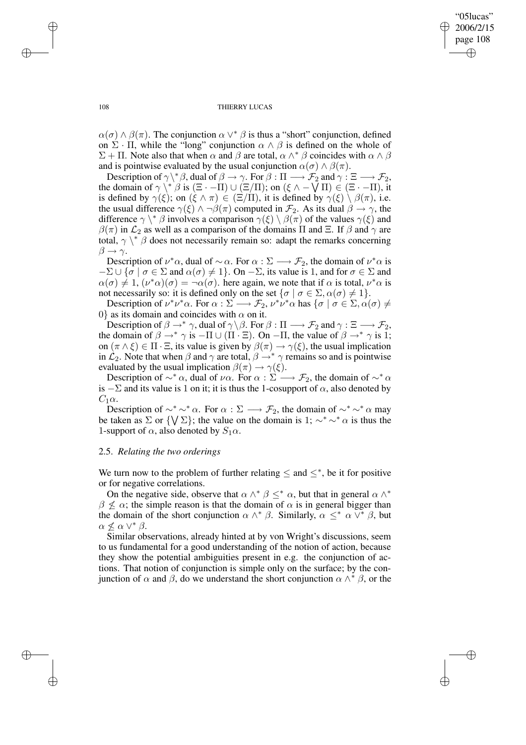$\alpha(\sigma) \wedge \beta(\pi)$. The conjunction $\alpha \vee^* \beta$ is thus a "short" conjunction, defined on $\Sigma \cdot \Pi$, while the "long" conjunction $\alpha \wedge \beta$ is defined on the whole of $\Sigma + \Pi$. Note also that when $\alpha$ and $\beta$ are total, $\alpha \wedge^* \beta$ coincides with $\alpha \wedge \beta$ and is pointwise evaluated by the usual conjunction $\alpha(\sigma) \wedge \beta(\pi)$.

Description of $\gamma \backslash^* \beta$, dual of $\beta \rightarrow \gamma$. For $\beta : \Pi \longrightarrow \mathcal{F}_2$ and $\gamma : \Xi \longrightarrow \mathcal{F}_2$, the domain of $\gamma \backslash^* \beta$ is $(\Xi \cdot -\Pi) \cup (\Xi/\Pi)$; on $(\xi \wedge -\bigvee \Pi) \in (\Xi \cdot -\Pi)$, it is defined by $\gamma(\xi)$; on $(\xi \wedge \pi) \in (\Xi/\Pi)$, it is defined by $\gamma(\xi) \setminus \beta(\pi)$, i.e. the usual difference $\gamma(\xi) \wedge \neg\beta(\pi)$ computed in $\mathcal{F}_2$. As its dual $\beta \rightarrow \gamma$, the difference $\gamma \backslash^* \beta$ involves a comparison $\gamma(\xi) \setminus \beta(\pi)$ of the values $\gamma(\xi)$ and $\beta(\pi)$ in $\mathcal{L}_2$ as well as a comparison of the domains $\Pi$ and $\Xi$. If $\beta$ and $\gamma$ are total, $\gamma \backslash^* \beta$ does not necessarily remain so: adapt the remarks concerning $\beta \rightarrow \gamma$.

Description of $\nu^*\alpha$, dual of $\sim\alpha$. For $\alpha : \Sigma \longrightarrow \mathcal{F}_2$, the domain of $\nu^*\alpha$ is $-\Sigma \cup \{\sigma \mid \sigma \in \Sigma \text{ and } \alpha(\sigma) \neq 1\}$. On $-\Sigma$, its value is 1, and for $\sigma \in \Sigma$ and $\alpha(\sigma) \neq 1$, $(\nu^*\alpha)(\sigma) = \neg\alpha(\sigma)$. here again, we note that if $\alpha$ is total, $\nu^*\alpha$ is not necessarily so: it is defined only on the set $\{\sigma \mid \sigma \in \Sigma, \alpha(\sigma) \neq 1\}$.

Description of $\nu^*\nu^*\alpha$. For $\alpha : \Sigma \longrightarrow \mathcal{F}_2$, $\nu^*\nu^*\alpha$ has $\{\sigma \mid \sigma \in \Sigma, \alpha(\sigma) \neq 0\}$ as its domain and coincides with $\alpha$ on it.

Description of $\beta \rightarrow^* \gamma$, dual of $\gamma \backslash \beta$. For $\beta : \Pi \longrightarrow \mathcal{F}_2$ and $\gamma : \Xi \longrightarrow \mathcal{F}_2$, the domain of $\beta \rightarrow^* \gamma$ is $-\Pi \cup (\Pi \cdot \Xi)$. On $-\Pi$, the value of $\beta \rightarrow^* \gamma$ is 1; on $(\pi \wedge \xi) \in \Pi \cdot \Xi$, its value is given by $\beta(\pi) \rightarrow \gamma(\xi)$, the usual implication in $\mathcal{L}_2$. Note that when $\beta$ and $\gamma$ are total, $\beta \rightarrow^* \gamma$ remains so and is pointwise evaluated by the usual implication $\beta(\pi) \rightarrow \gamma(\xi)$.

Description of $\sim^* \alpha$, dual of $\nu\alpha$. For $\alpha : \Sigma \longrightarrow \mathcal{F}_2$, the domain of $\sim^* \alpha$ is $-\Sigma$ and its value is 1 on it; it is thus the 1-cosupport of $\alpha$, also denoted by $C_1\alpha$.

Description of $\sim^* \sim^* \alpha$. For $\alpha : \Sigma \longrightarrow \mathcal{F}_2$, the domain of $\sim^* \sim^* \alpha$ may be taken as $\Sigma$ or $\{\bigvee \Sigma\}$; the value on the domain is 1; $\sim^* \sim^* \alpha$ is thus the 1-support of $\alpha$, also denoted by $S_1\alpha$.

### 2.5. *Relating the two orderings*

We turn now to the problem of further relating $\leq$ and $\leq^*$, be it for positive or for negative correlations.

On the negative side, observe that $\alpha \wedge^* \beta \leq^* \alpha$, but that in general $\alpha \wedge^* \beta \not\leq \alpha$; the simple reason is that the domain of $\alpha$ is in general bigger than the domain of the short conjunction $\alpha \wedge^* \beta$. Similarly, $\alpha \leq^* \alpha \vee^* \beta$, but $\alpha \not\leq \alpha \vee^* \beta$.

Similar observations, already hinted at by von Wright's discussions, seem to us fundamental for a good understanding of the notion of action, because they show the potential ambiguities present in e.g. the conjunction of actions. That notion of conjunction is simple only on the surface; by the conjunction of $\alpha$ and $\beta$, do we understand the short conjunction $\alpha \wedge^* \beta$, or the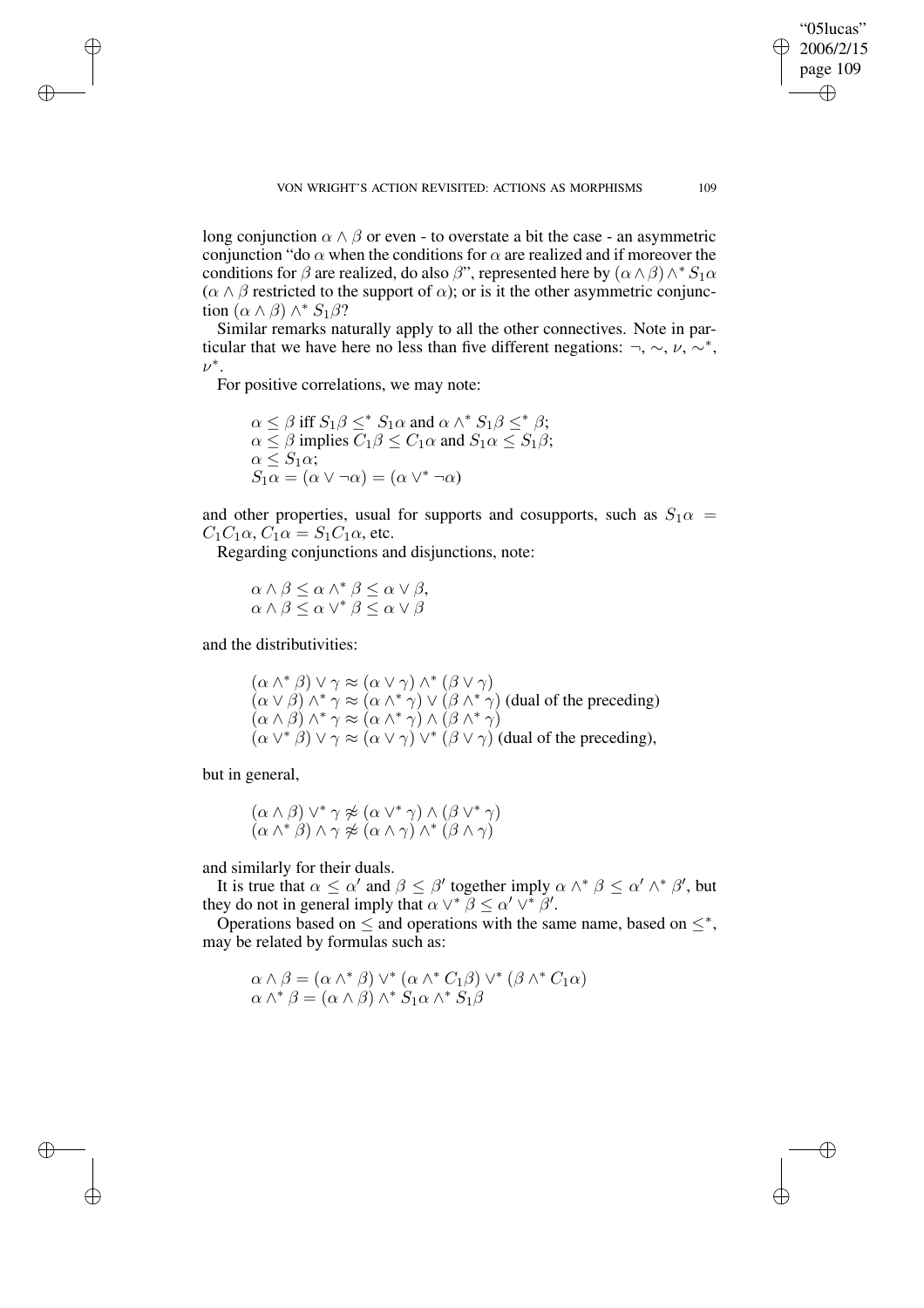long conjunction $\alpha \wedge \beta$ or even - to overstate a bit the case - an asymmetric conjunction "do $\alpha$ when the conditions for $\alpha$ are realized and if moreover the conditions for $\beta$ are realized, do also $\beta$", represented here by $(\alpha \wedge \beta) \wedge^* S_1\alpha$ ($\alpha \wedge \beta$ restricted to the support of $\alpha$); or is it the other asymmetric conjunction $(\alpha \wedge \beta) \wedge^* S_1\beta$?

Similar remarks naturally apply to all the other connectives. Note in particular that we have here no less than five different negations: $\neg$, $\sim$, $\nu$, $\sim^*$, $\nu^*$.

For positive correlations, we may note:

$$
\begin{aligned}
&\alpha \leq \beta \text{ iff } S_1\beta \leq^* S_1\alpha \text{ and } \alpha \wedge^* S_1\beta \leq^* \beta;\\
&\alpha \leq \beta \text{ implies } C_1\beta \leq C_1\alpha \text{ and } S_1\alpha \leq S_1\beta;\\
&\alpha \leq S_1\alpha;\\
&S_1\alpha = (\alpha \vee \neg\alpha) = (\alpha \vee^* \neg\alpha)
\end{aligned}
$$

and other properties, usual for supports and cosupports, such as $S_1\alpha = C_1C_1\alpha$, $C_1\alpha = S_1C_1\alpha$, etc.

Regarding conjunctions and disjunctions, note:

$$
\begin{aligned}
&\alpha \wedge \beta \leq \alpha \wedge^* \beta \leq \alpha \vee \beta,\\
&\alpha \wedge \beta \leq \alpha \vee^* \beta \leq \alpha \vee \beta
\end{aligned}
$$

and the distributivities:

$$
\begin{aligned}
&(\alpha \wedge^* \beta) \vee \gamma \approx (\alpha \vee \gamma) \wedge^* (\beta \vee \gamma)\\
&(\alpha \vee \beta) \wedge^* \gamma \approx (\alpha \wedge^* \gamma) \vee (\beta \wedge^* \gamma) \text{ (dual of the preceding)}\\
&(\alpha \wedge \beta) \wedge^* \gamma \approx (\alpha \wedge^* \gamma) \wedge (\beta \wedge^* \gamma)\\
&(\alpha \vee^* \beta) \vee \gamma \approx (\alpha \vee \gamma) \vee^* (\beta \vee \gamma) \text{ (dual of the preceding),}
\end{aligned}
$$

but in general,

$$
\begin{aligned}
&(\alpha \wedge \beta) \vee^* \gamma \not\approx (\alpha \vee^* \gamma) \wedge (\beta \vee^* \gamma)\\
&(\alpha \wedge^* \beta) \wedge \gamma \not\approx (\alpha \wedge \gamma) \wedge^* (\beta \wedge \gamma)
\end{aligned}
$$

and similarly for their duals.

It is true that $\alpha \leq \alpha'$ and $\beta \leq \beta'$ together imply $\alpha \wedge^* \beta \leq \alpha' \wedge^* \beta'$, but they do not in general imply that $\alpha \vee^* \beta \leq \alpha' \vee^* \beta'$.

Operations based on $\leq$ and operations with the same name, based on $\leq^*$, may be related by formulas such as:

$$
\begin{aligned}
&\alpha \wedge \beta = (\alpha \wedge^* \beta) \vee^* (\alpha \wedge^* C_1\beta) \vee^* (\beta \wedge^* C_1\alpha)\\
&\alpha \wedge^* \beta = (\alpha \wedge \beta) \wedge^* S_1\alpha \wedge^* S_1\beta
\end{aligned}
$$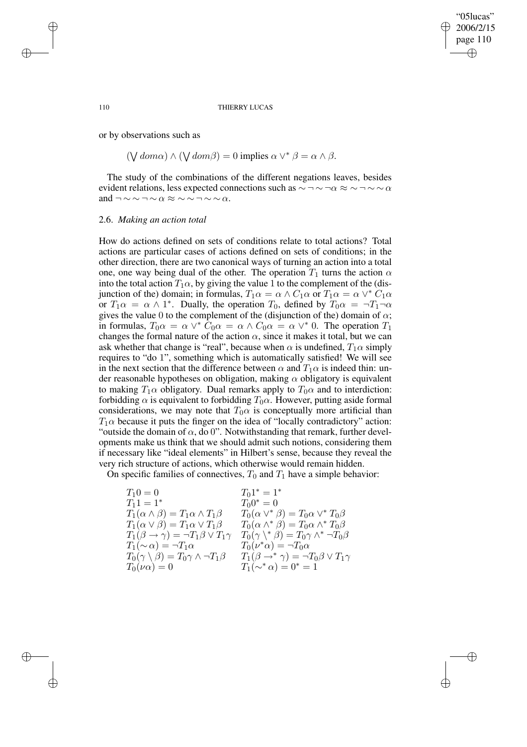or by observations such as

$$(\bigvee dom\alpha) \wedge (\bigvee dom\beta) = 0 \text{ implies } \alpha \vee^* \beta = \alpha \wedge \beta.$$

The study of the combinations of the different negations leaves, besides evident relations, less expected connections such as $\sim\neg\sim\neg\alpha \approx \sim\neg\sim\sim\alpha$ and $\neg\sim\sim\neg\sim\alpha \approx \sim\sim\neg\sim\sim\alpha$.

### 2.6. *Making an action total*

How do actions defined on sets of conditions relate to total actions? Total actions are particular cases of actions defined on sets of conditions; in the other direction, there are two canonical ways of turning an action into a total one, one way being dual of the other. The operation $T_1$ turns the action $\alpha$ into the total action $T_1\alpha$, by giving the value 1 to the complement of the (disjunction of the) domain; in formulas, $T_1\alpha = \alpha \wedge C_1\alpha$ or $T_1\alpha = \alpha \vee^* C_1\alpha$ or $T_1\alpha = \alpha \wedge 1^*$. Dually, the operation $T_0$, defined by $T_0\alpha = \neg T_1\neg\alpha$ gives the value 0 to the complement of the (disjunction of the) domain of $\alpha$; in formulas, $T_0\alpha = \alpha \vee^* C_0\alpha = \alpha \wedge C_0\alpha = \alpha \vee^* 0$. The operation $T_1$ changes the formal nature of the action $\alpha$, since it makes it total, but we can ask whether that change is "real", because when $\alpha$ is undefined, $T_1\alpha$ simply requires to "do 1", something which is automatically satisfied! We will see in the next section that the difference between $\alpha$ and $T_1\alpha$ is indeed thin: under reasonable hypotheses on obligation, making $\alpha$ obligatory is equivalent to making $T_1\alpha$ obligatory. Dual remarks apply to $T_0\alpha$ and to interdiction: forbidding $\alpha$ is equivalent to forbidding $T_0\alpha$. However, putting aside formal considerations, we may note that $T_0\alpha$ is conceptually more artificial than $T_1\alpha$ because it puts the finger on the idea of "locally contradictory" action: "outside the domain of $\alpha$, do 0". Notwithstanding that remark, further developments make us think that we should admit such notions, considering them if necessary like "ideal elements" in Hilbert's sense, because they reveal the very rich structure of actions, which otherwise would remain hidden.

On specific families of connectives, $T_0$ and $T_1$ have a simple behavior:

| | |
|---|---|
| $T_1 0 = 0$ | $T_0 1^* = 1^*$ |
| $T_1 1 = 1^*$ | $T_0 0^* = 0$ |
| $T_1(\alpha \wedge \beta) = T_1\alpha \wedge T_1\beta$ | $T_0(\alpha \vee^* \beta) = T_0\alpha \vee^* T_0\beta$ |
| $T_1(\alpha \vee \beta) = T_1\alpha \vee T_1\beta$ | $T_0(\alpha \wedge^* \beta) = T_0\alpha \wedge^* T_0\beta$ |
| $T_1(\beta \rightarrow \gamma) = \neg T_1\beta \vee T_1\gamma$ | $T_0(\gamma \setminus^* \beta) = T_0\gamma \wedge^* \neg T_0\beta$ |
| $T_1(\sim\alpha) = \neg T_1\alpha$ | $T_0(\nu^*\alpha) = \neg T_0\alpha$ |
| $T_0(\gamma \setminus \beta) = T_0\gamma \wedge \neg T_1\beta$ | $T_1(\beta \rightarrow^* \gamma) = \neg T_0\beta \vee T_1\gamma$ |
| $T_0(\nu\alpha) = 0$ | $T_1(\sim^*\alpha) = 0^* = 1$ |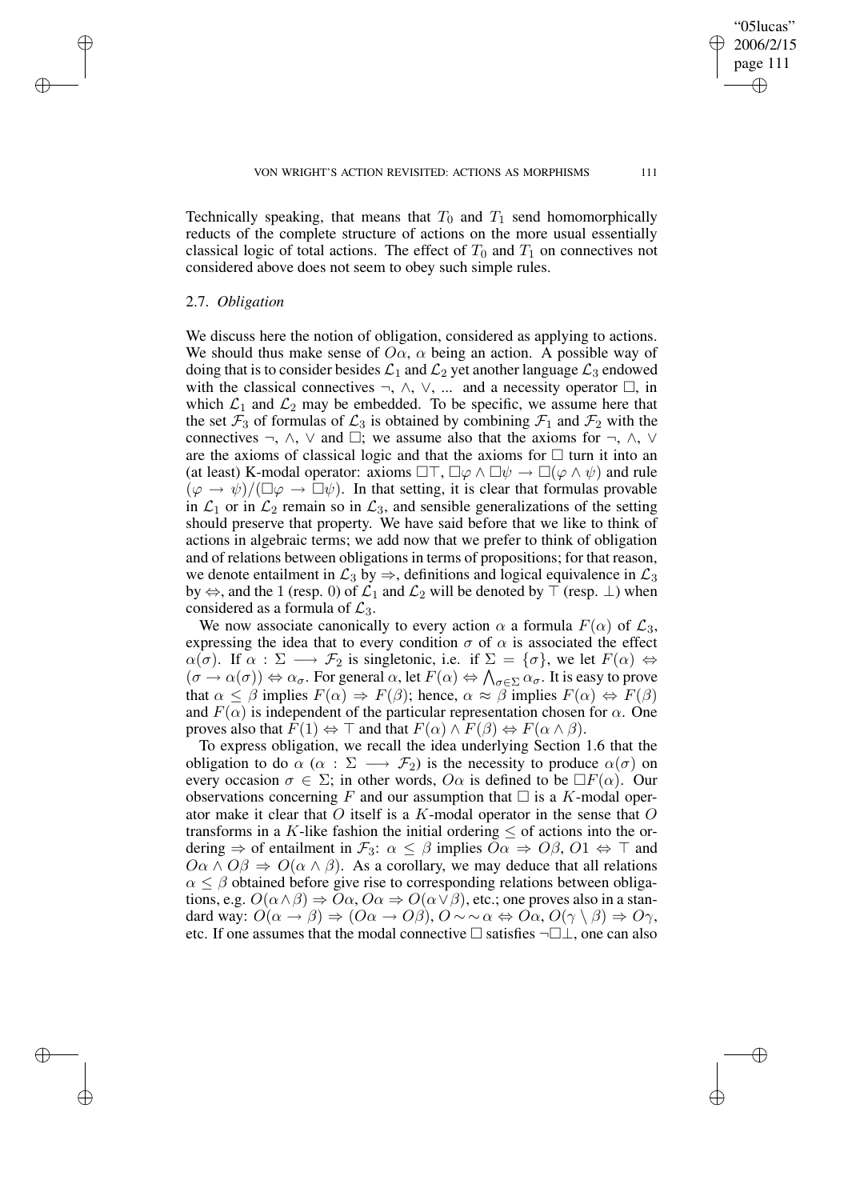Technically speaking, that means that $T_0$ and $T_1$ send homomorphically reducts of the complete structure of actions on the more usual essentially classical logic of total actions. The effect of $T_0$ and $T_1$ on connectives not considered above does not seem to obey such simple rules.

### 2.7. *Obligation*

We discuss here the notion of obligation, considered as applying to actions. We should thus make sense of $O\alpha$, $\alpha$ being an action. A possible way of doing that is to consider besides $\mathcal{L}_1$ and $\mathcal{L}_2$ yet another language $\mathcal{L}_3$ endowed with the classical connectives $\neg$, $\wedge$, $\vee$, ... and a necessity operator $\Box$, in which $\mathcal{L}_1$ and $\mathcal{L}_2$ may be embedded. To be specific, we assume here that the set $\mathcal{F}_3$ of formulas of $\mathcal{L}_3$ is obtained by combining $\mathcal{F}_1$ and $\mathcal{F}_2$ with the connectives $\neg$, $\wedge$, $\vee$ and $\Box$; we assume also that the axioms for $\neg$, $\wedge$, $\vee$ are the axioms of classical logic and that the axioms for $\Box$ turn it into an (at least) K-modal operator: axioms $\Box\top$, $\Box\varphi \wedge \Box\psi \to \Box(\varphi \wedge \psi)$ and rule $(\varphi \to \psi)/(\Box\varphi \to \Box\psi)$. In that setting, it is clear that formulas provable in $\mathcal{L}_1$ or in $\mathcal{L}_2$ remain so in $\mathcal{L}_3$, and sensible generalizations of the setting should preserve that property. We have said before that we like to think of actions in algebraic terms; we add now that we prefer to think of obligation and of relations between obligations in terms of propositions; for that reason, we denote entailment in $\mathcal{L}_3$ by $\Rightarrow$, definitions and logical equivalence in $\mathcal{L}_3$ by $\Leftrightarrow$, and the 1 (resp. 0) of $\mathcal{L}_1$ and $\mathcal{L}_2$ will be denoted by $\top$ (resp. $\bot$) when considered as a formula of $\mathcal{L}_3$.

We now associate canonically to every action $\alpha$ a formula $F(\alpha)$ of $\mathcal{L}_3$, expressing the idea that to every condition $\sigma$ of $\alpha$ is associated the effect $\alpha(\sigma)$. If $\alpha : \Sigma \longrightarrow \mathcal{F}_2$ is singletonic, i.e. if $\Sigma = \{\sigma\}$, we let $F(\alpha) \Leftrightarrow (\sigma \to \alpha(\sigma)) \Leftrightarrow \alpha_\sigma$. For general $\alpha$, let $F(\alpha) \Leftrightarrow \bigwedge_{\sigma\in\Sigma} \alpha_\sigma$. It is easy to prove that $\alpha \leq \beta$ implies $F(\alpha) \Rightarrow F(\beta)$; hence, $\alpha \approx \beta$ implies $F(\alpha) \Leftrightarrow F(\beta)$ and $F(\alpha)$ is independent of the particular representation chosen for $\alpha$. One proves also that $F(1) \Leftrightarrow \top$ and that $F(\alpha) \wedge F(\beta) \Leftrightarrow F(\alpha \wedge \beta)$.

To express obligation, we recall the idea underlying Section 1.6 that the obligation to do $\alpha$ ($\alpha : \Sigma \longrightarrow \mathcal{F}_2$) is the necessity to produce $\alpha(\sigma)$ on every occasion $\sigma \in \Sigma$; in other words, $O\alpha$ is defined to be $\Box F(\alpha)$. Our observations concerning $F$ and our assumption that $\Box$ is a $K$-modal operator make it clear that $O$ itself is a $K$-modal operator in the sense that $O$ transforms in a $K$-like fashion the initial ordering $\leq$ of actions into the ordering $\Rightarrow$ of entailment in $\mathcal{F}_3$: $\alpha \leq \beta$ implies $O\alpha \Rightarrow O\beta$, $O1 \Leftrightarrow \top$ and $O\alpha \wedge O\beta \Rightarrow O(\alpha \wedge \beta)$. As a corollary, we may deduce that all relations $\alpha \leq \beta$ obtained before give rise to corresponding relations between obligations, e.g. $O(\alpha\wedge\beta) \Rightarrow O\alpha$, $O\alpha \Rightarrow O(\alpha\vee\beta)$, etc.; one proves also in a standard way: $O(\alpha \to \beta) \Rightarrow (O\alpha \to O\beta)$, $O\sim\sim\alpha \Leftrightarrow O\alpha$, $O(\gamma \setminus \beta) \Rightarrow O\gamma$, etc. If one assumes that the modal connective $\Box$ satisfies $\neg\Box\bot$, one can also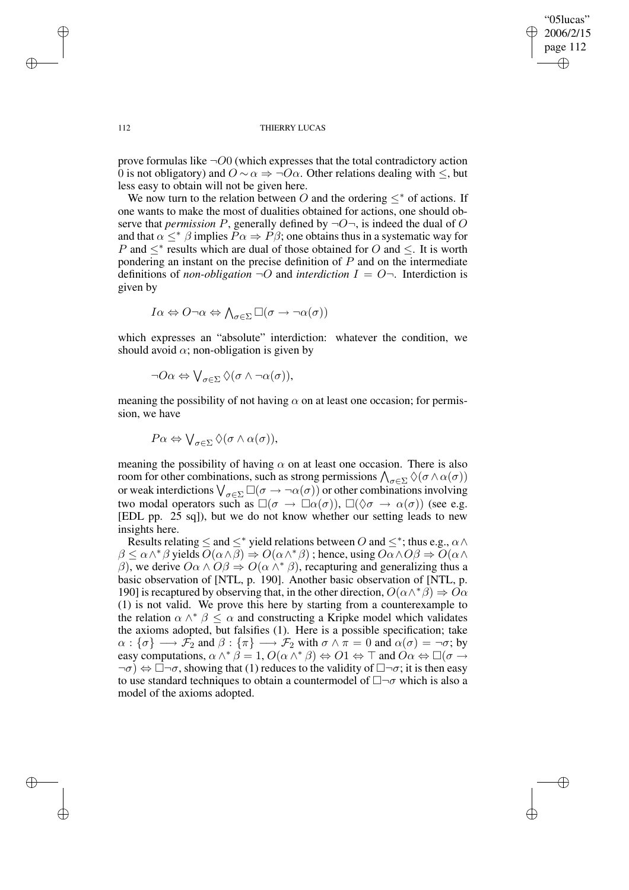prove formulas like $\neg O0$ (which expresses that the total contradictory action 0 is not obligatory) and $O \sim \alpha \Rightarrow \neg O\alpha$. Other relations dealing with $\leq$, but less easy to obtain will not be given here.

We now turn to the relation between $O$ and the ordering $\leq^*$ of actions. If one wants to make the most of dualities obtained for actions, one should observe that *permission* $P$, generally defined by $\neg O \neg$, is indeed the dual of $O$ and that $\alpha \leq^* \beta$ implies $P\alpha \Rightarrow P\beta$; one obtains thus in a systematic way for $P$ and $\leq^*$ results which are dual of those obtained for $O$ and $\leq$. It is worth pondering an instant on the precise definition of $P$ and on the intermediate definitions of *non-obligation* $\neg O$ and *interdiction* $I = O\neg$. Interdiction is given by

$$I\alpha \Leftrightarrow O\neg\alpha \Leftrightarrow \bigwedge_{\sigma\in\Sigma} \Box(\sigma \rightarrow \neg\alpha(\sigma))$$

which expresses an "absolute" interdiction: whatever the condition, we should avoid $\alpha$; non-obligation is given by

$$\neg O\alpha \Leftrightarrow \bigvee_{\sigma\in\Sigma} \Diamond(\sigma \wedge \neg\alpha(\sigma)),$$

meaning the possibility of not having $\alpha$ on at least one occasion; for permission, we have

$$P\alpha \Leftrightarrow \bigvee_{\sigma\in\Sigma} \Diamond(\sigma \wedge \alpha(\sigma)),$$

meaning the possibility of having $\alpha$ on at least one occasion. There is also room for other combinations, such as strong permissions $\bigwedge_{\sigma\in\Sigma} \Diamond(\sigma \wedge \alpha(\sigma))$ or weak interdictions $\bigvee_{\sigma\in\Sigma} \Box(\sigma \rightarrow \neg\alpha(\sigma))$ or other combinations involving two modal operators such as $\Box(\sigma \rightarrow \Box\alpha(\sigma))$, $\Box(\Diamond\sigma \rightarrow \alpha(\sigma))$ (see e.g. [EDL pp. 25 sq]), but we do not know whether our setting leads to new insights here.

Results relating $\leq$ and $\leq^*$ yield relations between $O$ and $\leq^*$; thus e.g., $\alpha \wedge \beta \leq \alpha \wedge^* \beta$ yields $O(\alpha \wedge \beta) \Rightarrow O(\alpha \wedge^* \beta)$ ; hence, using $O\alpha \wedge O\beta \Rightarrow O(\alpha \wedge \beta)$, we derive $O\alpha \wedge O\beta \Rightarrow O(\alpha \wedge^* \beta)$, recapturing and generalizing thus a basic observation of [NTL, p. 190]. Another basic observation of [NTL, p. 190] is recaptured by observing that, in the other direction, $O(\alpha \wedge^* \beta) \Rightarrow O\alpha$ (1) is not valid. We prove this here by starting from a counterexample to the relation $\alpha \wedge^* \beta \leq \alpha$ and constructing a Kripke model which validates the axioms adopted, but falsifies (1). Here is a possible specification; take $\alpha : \{\sigma\} \longrightarrow \mathcal{F}_2$ and $\beta : \{\pi\} \longrightarrow \mathcal{F}_2$ with $\sigma \wedge \pi = 0$ and $\alpha(\sigma) = \neg\sigma$; by easy computations, $\alpha \wedge^* \beta = 1$, $O(\alpha \wedge^* \beta) \Leftrightarrow O1 \Leftrightarrow \top$ and $O\alpha \Leftrightarrow \Box(\sigma \rightarrow \neg\sigma) \Leftrightarrow \Box\neg\sigma$, showing that (1) reduces to the validity of $\Box\neg\sigma$; it is then easy to use standard techniques to obtain a countermodel of $\Box\neg\sigma$ which is also a model of the axioms adopted.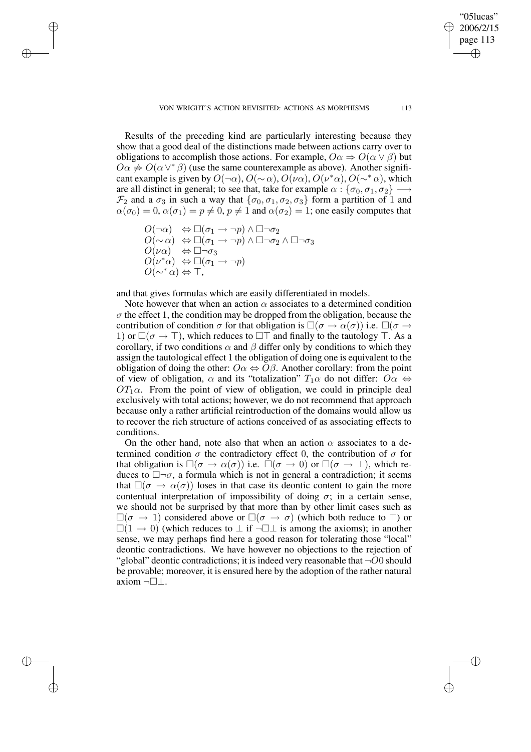Results of the preceding kind are particularly interesting because they show that a good deal of the distinctions made between actions carry over to obligations to accomplish those actions. For example, $O\alpha \Rightarrow O(\alpha \vee \beta)$ but $O\alpha \not\Rightarrow O(\alpha \vee^* \beta)$ (use the same counterexample as above). Another significant example is given by $O(\neg\alpha)$, $O(\sim \alpha)$, $O(\nu\alpha)$, $O(\nu^*\alpha)$, $O(\sim^* \alpha)$, which are all distinct in general; to see that, take for example $\alpha : \{\sigma_0, \sigma_1, \sigma_2\} \longrightarrow \mathcal{F}_2$ and a $\sigma_3$ in such a way that $\{\sigma_0, \sigma_1, \sigma_2, \sigma_3\}$ form a partition of 1 and $\alpha(\sigma_0) = 0$, $\alpha(\sigma_1) = p \neq 0$, $p \neq 1$ and $\alpha(\sigma_2) = 1$; one easily computes that

$$
\begin{array}{ll}
O(\neg\alpha) & \Leftrightarrow \Box(\sigma_1 \rightarrow \neg p) \wedge \Box\neg\sigma_2 \\
O(\sim \alpha) & \Leftrightarrow \Box(\sigma_1 \rightarrow \neg p) \wedge \Box\neg\sigma_2 \wedge \Box\neg\sigma_3 \\
O(\nu\alpha) & \Leftrightarrow \Box\neg\sigma_3 \\
O(\nu^*\alpha) & \Leftrightarrow \Box(\sigma_1 \rightarrow \neg p) \\
O(\sim^* \alpha) & \Leftrightarrow \top,
\end{array}
$$

and that gives formulas which are easily differentiated in models.

Note however that when an action $\alpha$ associates to a determined condition $\sigma$ the effect 1, the condition may be dropped from the obligation, because the contribution of condition $\sigma$ for that obligation is $\Box(\sigma \rightarrow \alpha(\sigma))$ i.e. $\Box(\sigma \rightarrow 1)$ or $\Box(\sigma \rightarrow \top)$, which reduces to $\Box\top$ and finally to the tautology $\top$. As a corollary, if two conditions $\alpha$ and $\beta$ differ only by conditions to which they assign the tautological effect 1 the obligation of doing one is equivalent to the obligation of doing the other: $O\alpha \Leftrightarrow O\beta$. Another corollary: from the point of view of obligation, $\alpha$ and its "totalization" $T_1\alpha$ do not differ: $O\alpha \Leftrightarrow OT_1\alpha$. From the point of view of obligation, we could in principle deal exclusively with total actions; however, we do not recommend that approach because only a rather artificial reintroduction of the domains would allow us to recover the rich structure of actions conceived of as associating effects to conditions.

On the other hand, note also that when an action $\alpha$ associates to a determined condition $\sigma$ the contradictory effect 0, the contribution of $\sigma$ for that obligation is $\Box(\sigma \rightarrow \alpha(\sigma))$ i.e. $\Box(\sigma \rightarrow 0)$ or $\Box(\sigma \rightarrow \bot)$, which reduces to $\Box\neg\sigma$, a formula which is not in general a contradiction; it seems that $\Box(\sigma \rightarrow \alpha(\sigma))$ loses in that case its deontic content to gain the more contentual interpretation of impossibility of doing $\sigma$; in a certain sense, we should not be surprised by that more than by other limit cases such as $\Box(\sigma \rightarrow 1)$ considered above or $\Box(\sigma \rightarrow \sigma)$ (which both reduce to $\top$) or $\Box(1 \rightarrow 0)$ (which reduces to $\bot$ if $\neg\Box\bot$ is among the axioms); in another sense, we may perhaps find here a good reason for tolerating those "local" deontic contradictions. We have however no objections to the rejection of "global" deontic contradictions; it is indeed very reasonable that $\neg O0$ should be provable; moreover, it is ensured here by the adoption of the rather natural axiom $\neg\Box\bot$.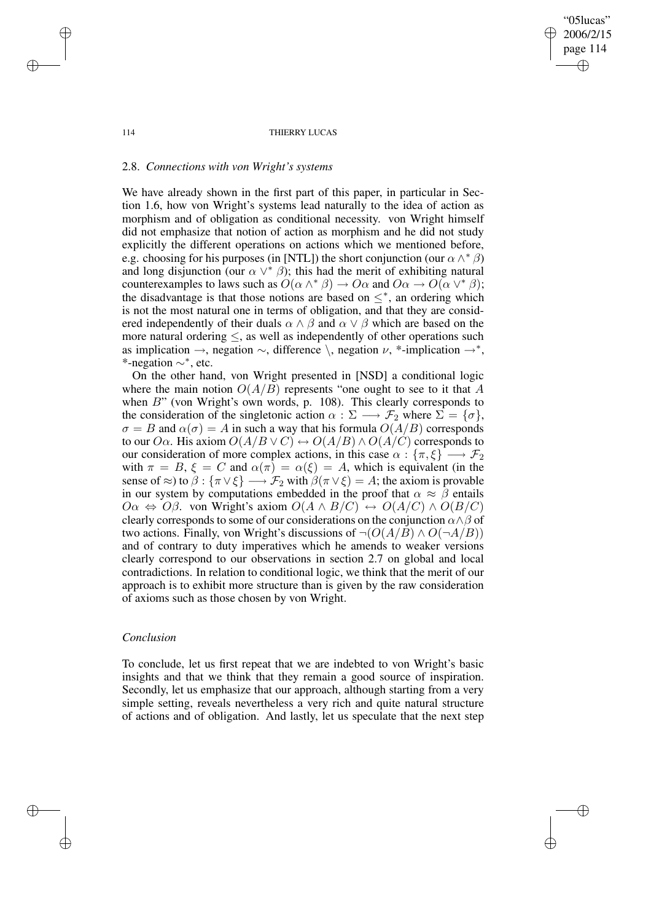### 2.8. *Connections with von Wright's systems*

We have already shown in the first part of this paper, in particular in Section 1.6, how von Wright's systems lead naturally to the idea of action as morphism and of obligation as conditional necessity. von Wright himself did not emphasize that notion of action as morphism and he did not study explicitly the different operations on actions which we mentioned before, e.g. choosing for his purposes (in [NTL]) the short conjunction (our $\alpha \wedge^* \beta$) and long disjunction (our $\alpha \vee^* \beta$); this had the merit of exhibiting natural counterexamples to laws such as $O(\alpha \wedge^* \beta) \rightarrow O\alpha$ and $O\alpha \rightarrow O(\alpha \vee^* \beta)$; the disadvantage is that those notions are based on $\leq^*$, an ordering which is not the most natural one in terms of obligation, and that they are considered independently of their duals $\alpha \wedge \beta$ and $\alpha \vee \beta$ which are based on the more natural ordering $\leq$, as well as independently of other operations such as implication $\rightarrow$, negation $\sim$, difference $\setminus$, negation $\nu$, *-implication $\rightarrow^*$, *-negation $\sim^*$, etc.

On the other hand, von Wright presented in [NSD] a conditional logic where the main notion $O(A/B)$ represents "one ought to see to it that $A$ when $B$" (von Wright's own words, p. 108). This clearly corresponds to the consideration of the singletonic action $\alpha : \Sigma \longrightarrow \mathcal{F}_2$ where $\Sigma = \{\sigma\}$, $\sigma = B$ and $\alpha(\sigma) = A$ in such a way that his formula $O(A/B)$ corresponds to our $O\alpha$. His axiom $O(A/B \vee C) \leftrightarrow O(A/B) \wedge O(A/C)$ corresponds to our consideration of more complex actions, in this case $\alpha : \{\pi, \xi\} \longrightarrow \mathcal{F}_2$ with $\pi = B$, $\xi = C$ and $\alpha(\pi) = \alpha(\xi) = A$, which is equivalent (in the sense of $\approx$) to $\beta : \{\pi \vee \xi\} \longrightarrow \mathcal{F}_2$ with $\beta(\pi \vee \xi) = A$; the axiom is provable in our system by computations embedded in the proof that $\alpha \approx \beta$ entails $O\alpha \Leftrightarrow O\beta$. von Wright's axiom $O(A \wedge B/C) \leftrightarrow O(A/C) \wedge O(B/C)$ clearly corresponds to some of our considerations on the conjunction $\alpha \wedge \beta$ of two actions. Finally, von Wright's discussions of $\neg(O(A/B) \wedge O(\neg A/B))$ and of contrary to duty imperatives which he amends to weaker versions clearly correspond to our observations in section 2.7 on global and local contradictions. In relation to conditional logic, we think that the merit of our approach is to exhibit more structure than is given by the raw consideration of axioms such as those chosen by von Wright.

### *Conclusion*

To conclude, let us first repeat that we are indebted to von Wright's basic insights and that we think that they remain a good source of inspiration. Secondly, let us emphasize that our approach, although starting from a very simple setting, reveals nevertheless a very rich and quite natural structure of actions and of obligation. And lastly, let us speculate that the next step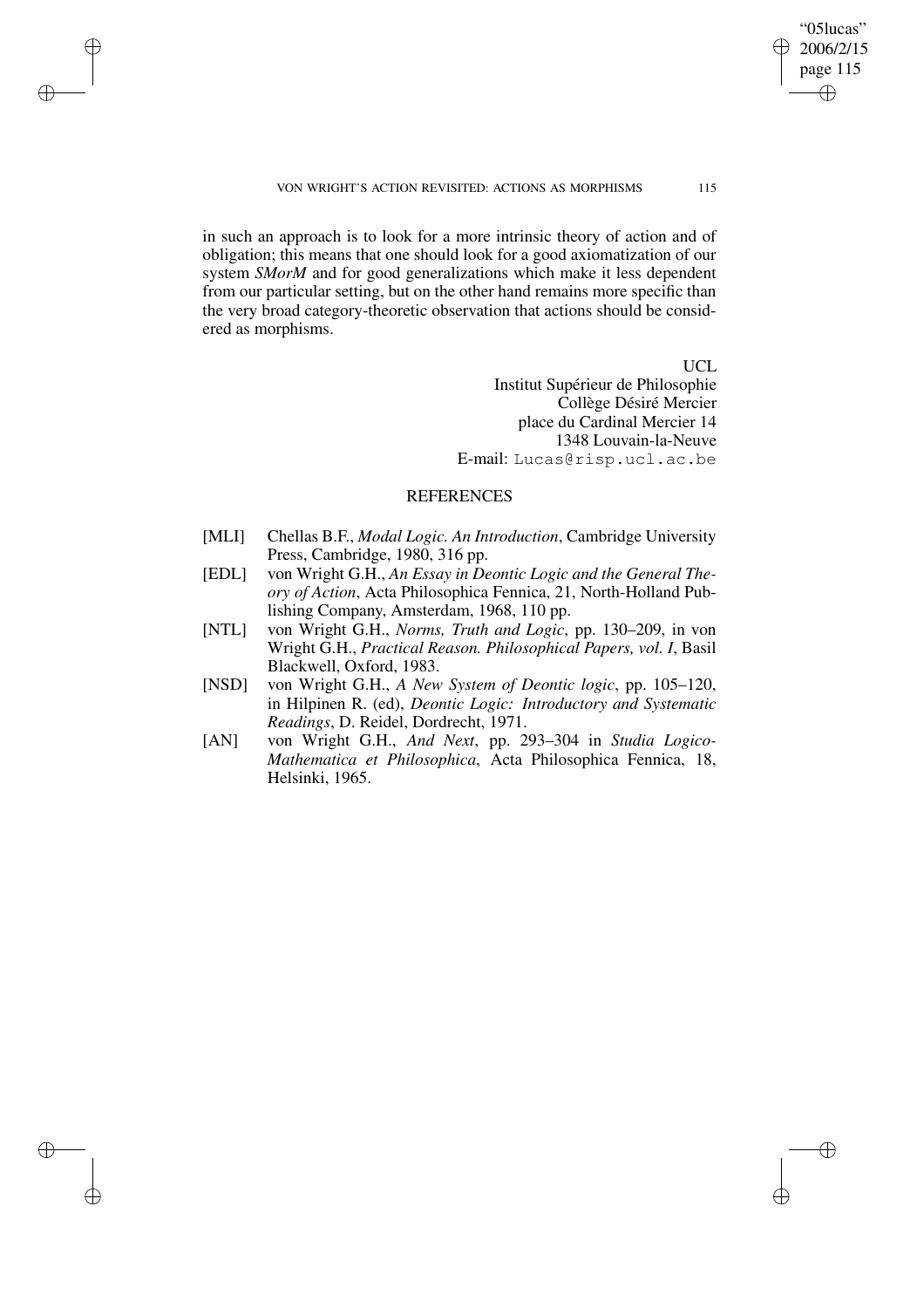in such an approach is to look for a more intrinsic theory of action and of obligation; this means that one should look for a good axiomatization of our system *SMorM* and for good generalizations which make it less dependent from our particular setting, but on the other hand remains more specific than the very broad category-theoretic observation that actions should be considered as morphisms.

UCL
Institut Supérieur de Philosophie
Collège Désiré Mercier
place du Cardinal Mercier 14
1348 Louvain-la-Neuve
E-mail: Lucas@risp.ucl.ac.be

## REFERENCES

[MLI] Chellas B.F., *Modal Logic. An Introduction*, Cambridge University Press, Cambridge, 1980, 316 pp.

[EDL] von Wright G.H., *An Essay in Deontic Logic and the General Theory of Action*, Acta Philosophica Fennica, 21, North-Holland Publishing Company, Amsterdam, 1968, 110 pp.

[NTL] von Wright G.H., *Norms, Truth and Logic*, pp. 130–209, in von Wright G.H., *Practical Reason. Philosophical Papers, vol. I*, Basil Blackwell, Oxford, 1983.

[NSD] von Wright G.H., *A New System of Deontic logic*, pp. 105–120, in Hilpinen R. (ed), *Deontic Logic: Introductory and Systematic Readings*, D. Reidel, Dordrecht, 1971.

[AN] von Wright G.H., *And Next*, pp. 293–304 in *Studia Logico-Mathematica et Philosophica*, Acta Philosophica Fennica, 18, Helsinki, 1965.